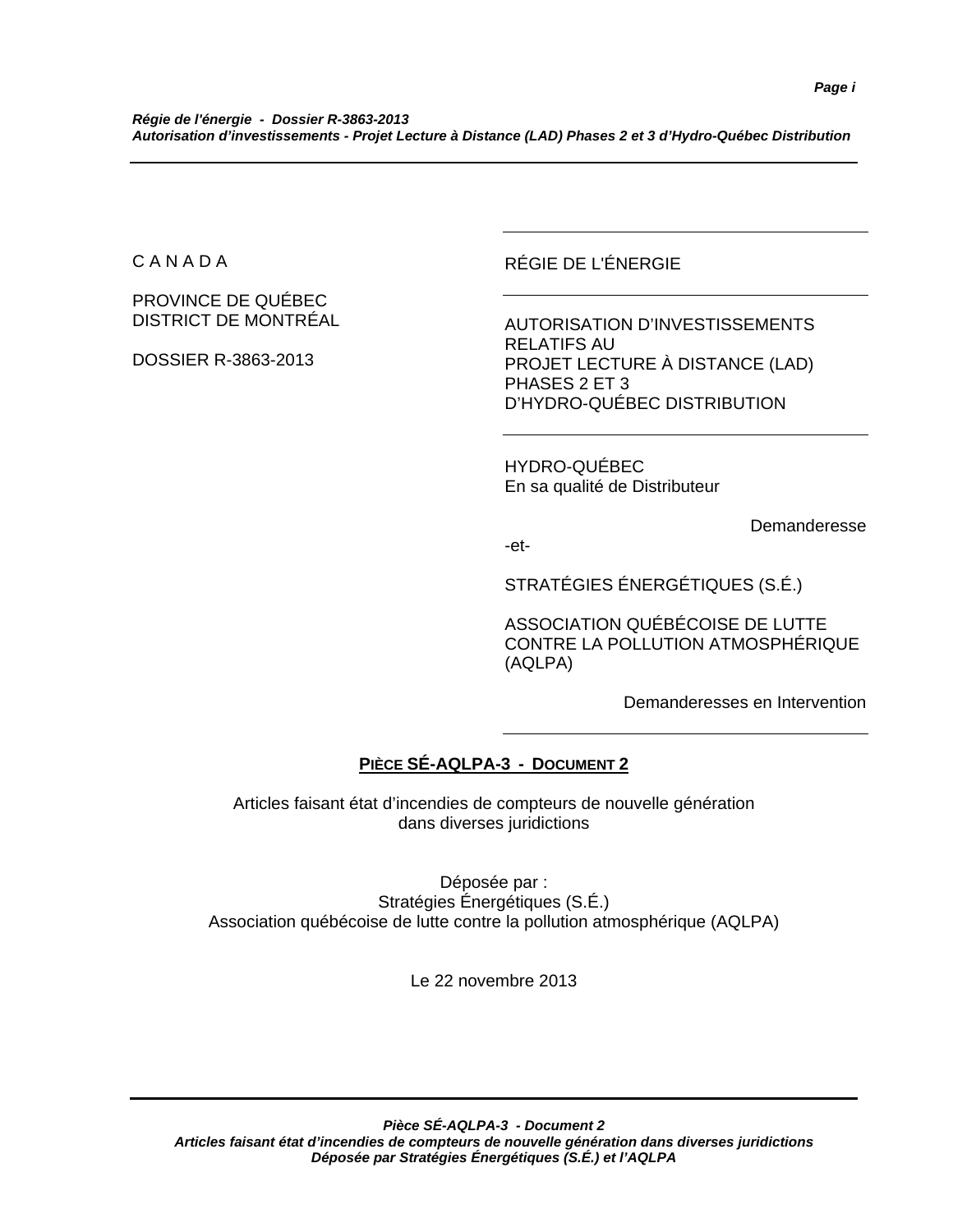C A N A D A

PROVINCE DE QUÉBEC
DISTRICT DE MONTRÉAL

DOSSIER R-3863-2013

RÉGIE DE L'ÉNERGIE

AUTORISATION D'INVESTISSEMENTS RELATIFS AU
PROJET LECTURE À DISTANCE (LAD) PHASES 2 ET 3
D'HYDRO-QUÉBEC DISTRIBUTION

HYDRO-QUÉBEC
En sa qualité de Distributeur

Demanderesse

-et-

STRATÉGIES ÉNERGÉTIQUES (S.É.)

ASSOCIATION QUÉBÉCOISE DE LUTTE CONTRE LA POLLUTION ATMOSPHÉRIQUE (AQLPA)

Demanderesses en Intervention

# PIÈCE SÉ-AQLPA-3 - DOCUMENT 2

Articles faisant état d'incendies de compteurs de nouvelle génération dans diverses juridictions

Déposée par :
Stratégies Énergétiques (S.É.)
Association québécoise de lutte contre la pollution atmosphérique (AQLPA)

Le 22 novembre 2013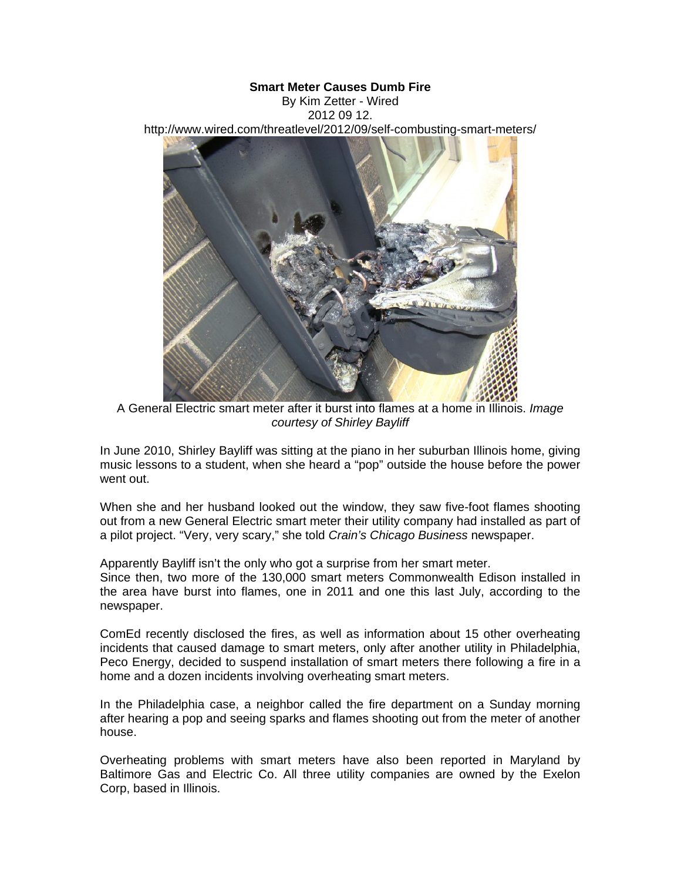**Smart Meter Causes Dumb Fire**

By Kim Zetter - Wired

2012 09 12.

http://www.wired.com/threatlevel/2012/09/self-combusting-smart-meters/

A General Electric smart meter after it burst into flames at a home in Illinois. *Image courtesy of Shirley Bayliff*

In June 2010, Shirley Bayliff was sitting at the piano in her suburban Illinois home, giving music lessons to a student, when she heard a "pop" outside the house before the power went out.

When she and her husband looked out the window, they saw five-foot flames shooting out from a new General Electric smart meter their utility company had installed as part of a pilot project. "Very, very scary," she told *Crain's Chicago Business* newspaper.

Apparently Bayliff isn't the only who got a surprise from her smart meter.
Since then, two more of the 130,000 smart meters Commonwealth Edison installed in the area have burst into flames, one in 2011 and one this last July, according to the newspaper.

ComEd recently disclosed the fires, as well as information about 15 other overheating incidents that caused damage to smart meters, only after another utility in Philadelphia, Peco Energy, decided to suspend installation of smart meters there following a fire in a home and a dozen incidents involving overheating smart meters.

In the Philadelphia case, a neighbor called the fire department on a Sunday morning after hearing a pop and seeing sparks and flames shooting out from the meter of another house.

Overheating problems with smart meters have also been reported in Maryland by Baltimore Gas and Electric Co. All three utility companies are owned by the Exelon Corp, based in Illinois.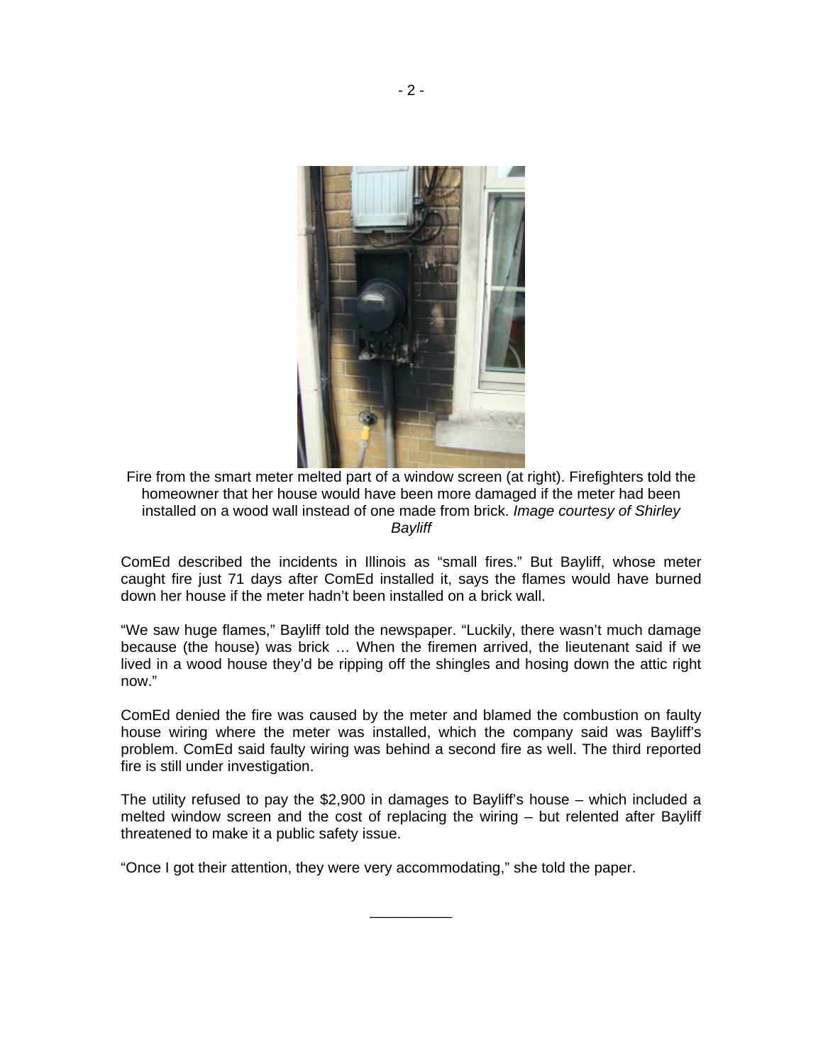Fire from the smart meter melted part of a window screen (at right). Firefighters told the homeowner that her house would have been more damaged if the meter had been installed on a wood wall instead of one made from brick. *Image courtesy of Shirley Bayliff*

ComEd described the incidents in Illinois as "small fires." But Bayliff, whose meter caught fire just 71 days after ComEd installed it, says the flames would have burned down her house if the meter hadn't been installed on a brick wall.

"We saw huge flames," Bayliff told the newspaper. "Luckily, there wasn't much damage because (the house) was brick … When the firemen arrived, the lieutenant said if we lived in a wood house they'd be ripping off the shingles and hosing down the attic right now."

ComEd denied the fire was caused by the meter and blamed the combustion on faulty house wiring where the meter was installed, which the company said was Bayliff's problem. ComEd said faulty wiring was behind a second fire as well. The third reported fire is still under investigation.

The utility refused to pay the $2,900 in damages to Bayliff's house – which included a melted window screen and the cost of replacing the wiring – but relented after Bayliff threatened to make it a public safety issue.

"Once I got their attention, they were very accommodating," she told the paper.

__________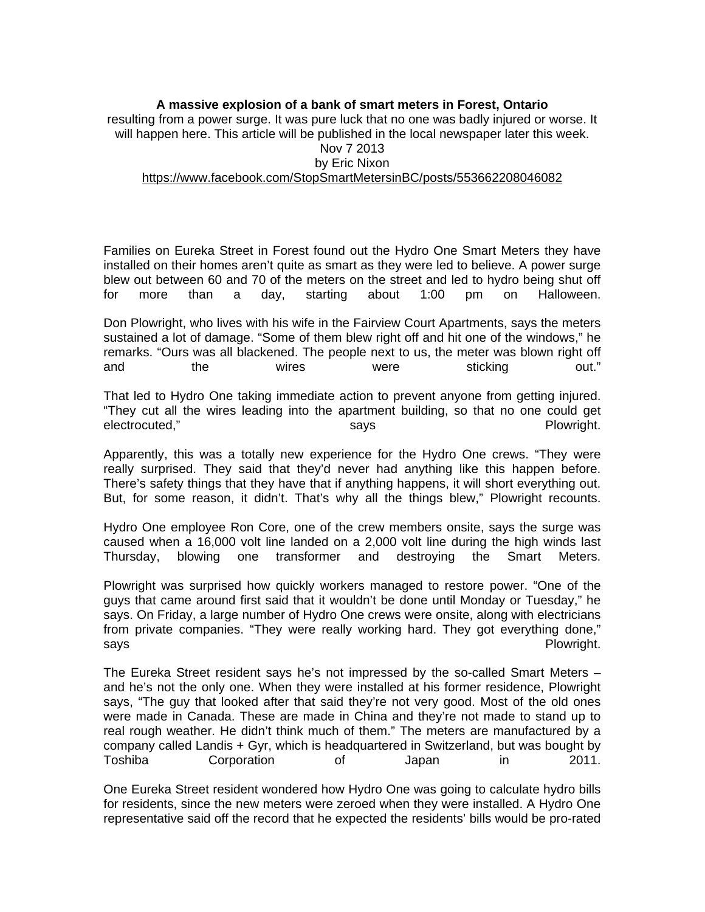**A massive explosion of a bank of smart meters in Forest, Ontario**

resulting from a power surge. It was pure luck that no one was badly injured or worse. It will happen here. This article will be published in the local newspaper later this week.

Nov 7 2013

by Eric Nixon

https://www.facebook.com/StopSmartMetersinBC/posts/553662208046082

Families on Eureka Street in Forest found out the Hydro One Smart Meters they have installed on their homes aren't quite as smart as they were led to believe. A power surge blew out between 60 and 70 of the meters on the street and led to hydro being shut off for more than a day, starting about 1:00 pm on Halloween.

Don Plowright, who lives with his wife in the Fairview Court Apartments, says the meters sustained a lot of damage. "Some of them blew right off and hit one of the windows," he remarks. "Ours was all blackened. The people next to us, the meter was blown right off and the wires were sticking out."

That led to Hydro One taking immediate action to prevent anyone from getting injured. "They cut all the wires leading into the apartment building, so that no one could get electrocuted," says Plowright.

Apparently, this was a totally new experience for the Hydro One crews. "They were really surprised. They said that they'd never had anything like this happen before. There's safety things that they have that if anything happens, it will short everything out. But, for some reason, it didn't. That's why all the things blew," Plowright recounts.

Hydro One employee Ron Core, one of the crew members onsite, says the surge was caused when a 16,000 volt line landed on a 2,000 volt line during the high winds last Thursday, blowing one transformer and destroying the Smart Meters.

Plowright was surprised how quickly workers managed to restore power. "One of the guys that came around first said that it wouldn't be done until Monday or Tuesday," he says. On Friday, a large number of Hydro One crews were onsite, along with electricians from private companies. "They were really working hard. They got everything done," says Plowright.

The Eureka Street resident says he's not impressed by the so-called Smart Meters – and he's not the only one. When they were installed at his former residence, Plowright says, "The guy that looked after that said they're not very good. Most of the old ones were made in Canada. These are made in China and they're not made to stand up to real rough weather. He didn't think much of them." The meters are manufactured by a company called Landis + Gyr, which is headquartered in Switzerland, but was bought by Toshiba Corporation of Japan in 2011.

One Eureka Street resident wondered how Hydro One was going to calculate hydro bills for residents, since the new meters were zeroed when they were installed. A Hydro One representative said off the record that he expected the residents' bills would be pro-rated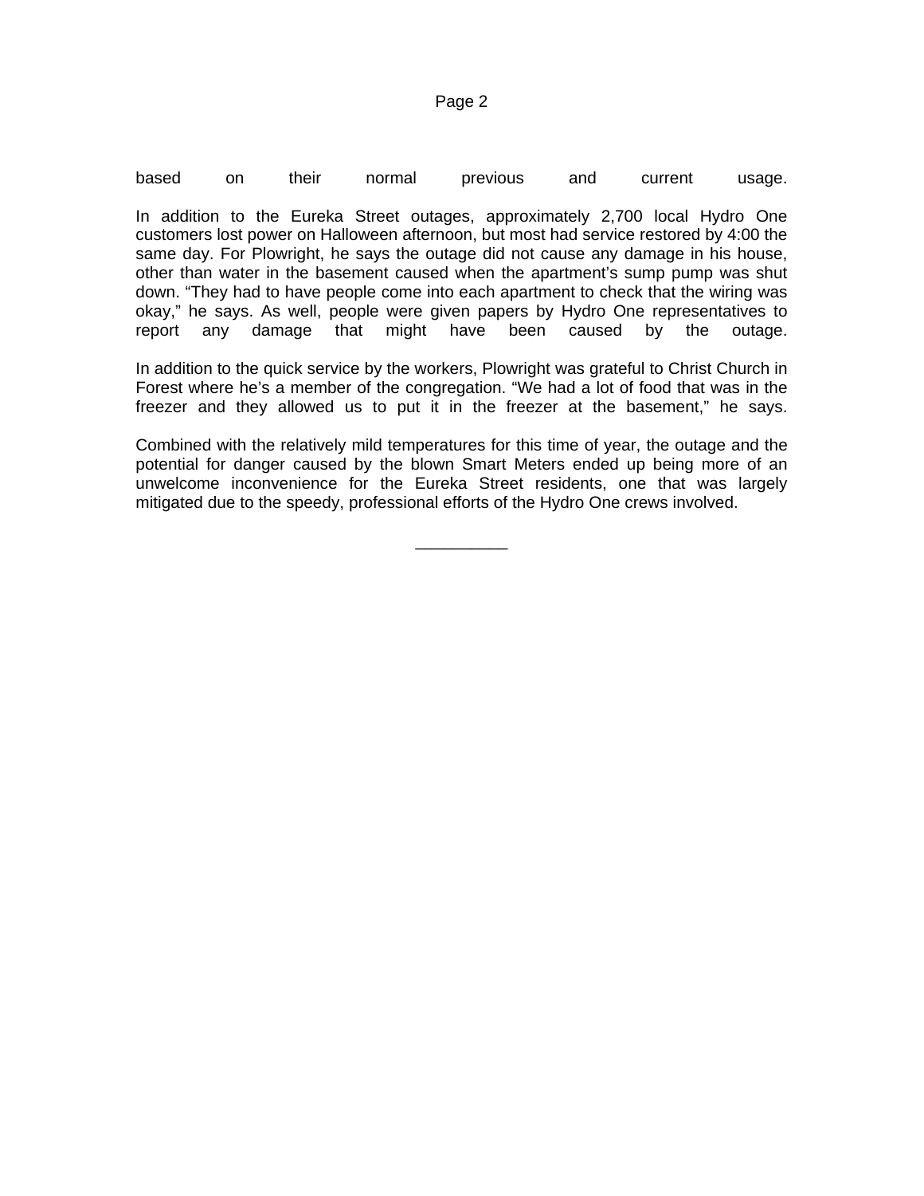based on their normal previous and current usage.

In addition to the Eureka Street outages, approximately 2,700 local Hydro One customers lost power on Halloween afternoon, but most had service restored by 4:00 the same day. For Plowright, he says the outage did not cause any damage in his house, other than water in the basement caused when the apartment's sump pump was shut down. "They had to have people come into each apartment to check that the wiring was okay," he says. As well, people were given papers by Hydro One representatives to report any damage that might have been caused by the outage.

In addition to the quick service by the workers, Plowright was grateful to Christ Church in Forest where he's a member of the congregation. "We had a lot of food that was in the freezer and they allowed us to put it in the freezer at the basement," he says.

Combined with the relatively mild temperatures for this time of year, the outage and the potential for danger caused by the blown Smart Meters ended up being more of an unwelcome inconvenience for the Eureka Street residents, one that was largely mitigated due to the speedy, professional efforts of the Hydro One crews involved.

__________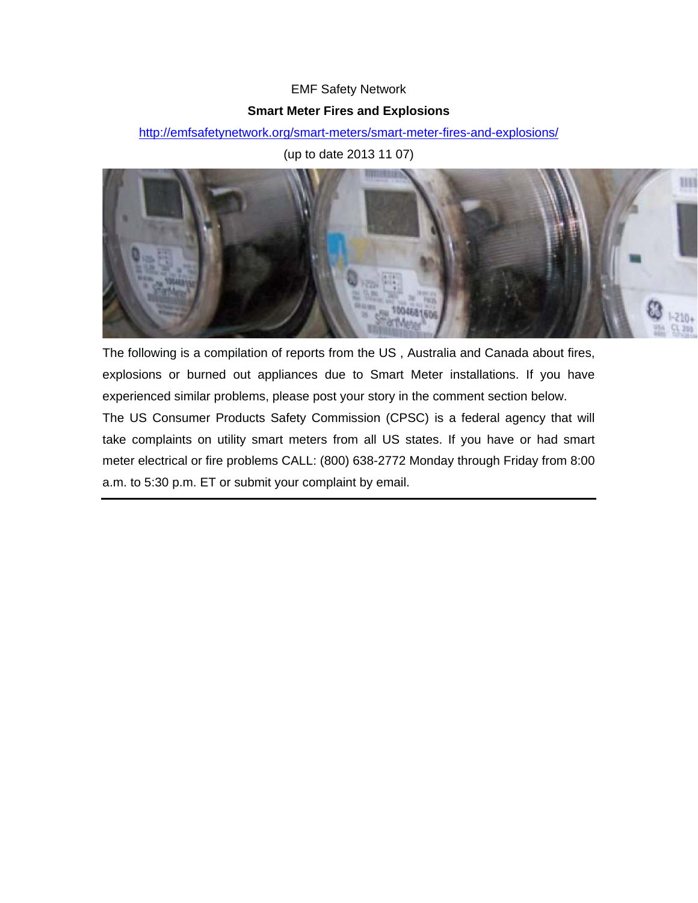EMF Safety Network

**Smart Meter Fires and Explosions**

http://emfsafetynetwork.org/smart-meters/smart-meter-fires-and-explosions/

(up to date 2013 11 07)

The following is a compilation of reports from the US , Australia and Canada about fires, explosions or burned out appliances due to Smart Meter installations. If you have experienced similar problems, please post your story in the comment section below.

The US Consumer Products Safety Commission (CPSC) is a federal agency that will take complaints on utility smart meters from all US states. If you have or had smart meter electrical or fire problems CALL: (800) 638-2772 Monday through Friday from 8:00 a.m. to 5:30 p.m. ET or submit your complaint by email.

---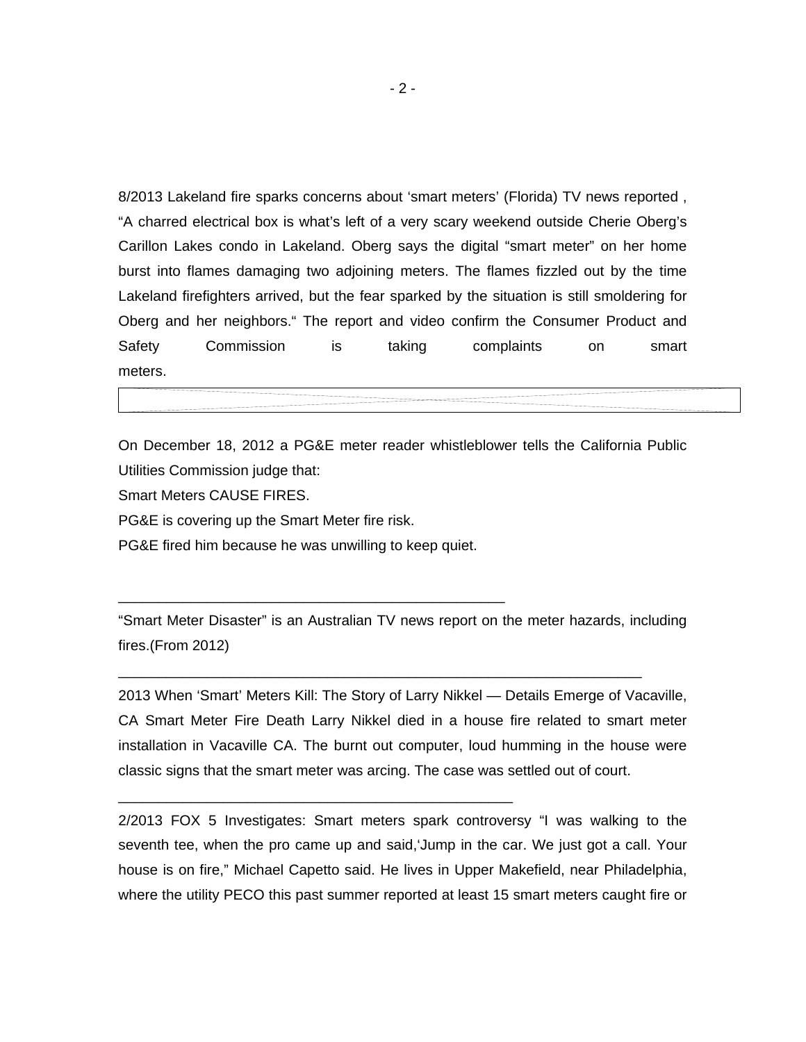8/2013 Lakeland fire sparks concerns about 'smart meters' (Florida) TV news reported , "A charred electrical box is what's left of a very scary weekend outside Cherie Oberg's Carillon Lakes condo in Lakeland. Oberg says the digital "smart meter" on her home burst into flames damaging two adjoining meters. The flames fizzled out by the time Lakeland firefighters arrived, but the fear sparked by the situation is still smoldering for Oberg and her neighbors." The report and video confirm the Consumer Product and Safety Commission is taking complaints on smart meters.

On December 18, 2012 a PG&E meter reader whistleblower tells the California Public Utilities Commission judge that:

Smart Meters CAUSE FIRES.

PG&E is covering up the Smart Meter fire risk.

PG&E fired him because he was unwilling to keep quiet.

---

"Smart Meter Disaster" is an Australian TV news report on the meter hazards, including fires.(From 2012)

---

2013 When 'Smart' Meters Kill: The Story of Larry Nikkel — Details Emerge of Vacaville, CA Smart Meter Fire Death Larry Nikkel died in a house fire related to smart meter installation in Vacaville CA. The burnt out computer, loud humming in the house were classic signs that the smart meter was arcing. The case was settled out of court.

---

2/2013 FOX 5 Investigates: Smart meters spark controversy "I was walking to the seventh tee, when the pro came up and said,'Jump in the car. We just got a call. Your house is on fire," Michael Capetto said. He lives in Upper Makefield, near Philadelphia, where the utility PECO this past summer reported at least 15 smart meters caught fire or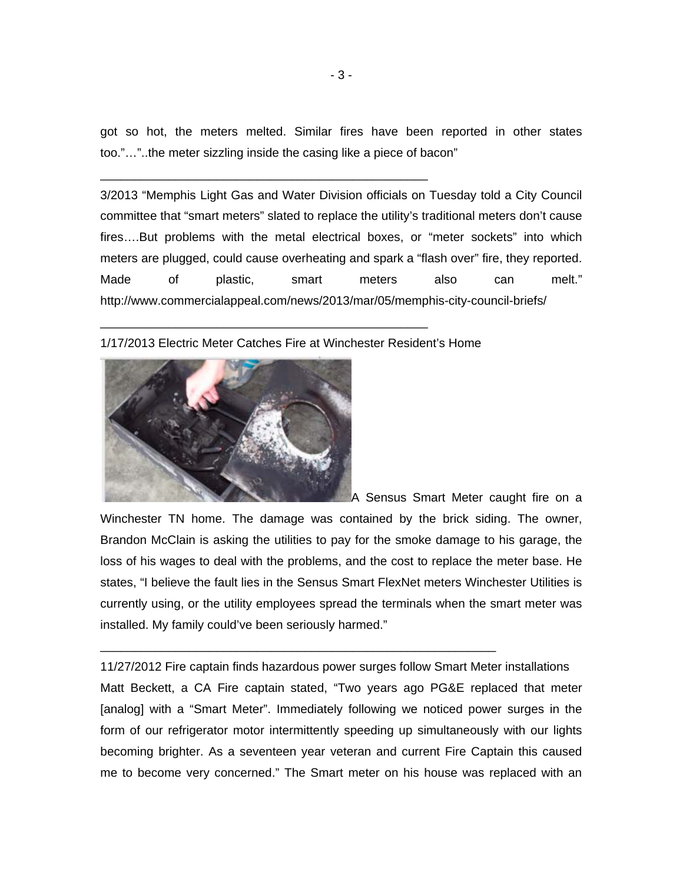got so hot, the meters melted. Similar fires have been reported in other states too."…"..the meter sizzling inside the casing like a piece of bacon"

---

3/2013 "Memphis Light Gas and Water Division officials on Tuesday told a City Council committee that "smart meters" slated to replace the utility's traditional meters don't cause fires….But problems with the metal electrical boxes, or "meter sockets" into which meters are plugged, could cause overheating and spark a "flash over" fire, they reported. Made of plastic, smart meters also can melt." http://www.commercialappeal.com/news/2013/mar/05/memphis-city-council-briefs/

---

1/17/2013 Electric Meter Catches Fire at Winchester Resident's Home

A Sensus Smart Meter caught fire on a Winchester TN home. The damage was contained by the brick siding. The owner, Brandon McClain is asking the utilities to pay for the smoke damage to his garage, the loss of his wages to deal with the problems, and the cost to replace the meter base. He states, "I believe the fault lies in the Sensus Smart FlexNet meters Winchester Utilities is currently using, or the utility employees spread the terminals when the smart meter was installed. My family could've been seriously harmed."

---

11/27/2012 Fire captain finds hazardous power surges follow Smart Meter installations

Matt Beckett, a CA Fire captain stated, "Two years ago PG&E replaced that meter [analog] with a "Smart Meter". Immediately following we noticed power surges in the form of our refrigerator motor intermittently speeding up simultaneously with our lights becoming brighter. As a seventeen year veteran and current Fire Captain this caused me to become very concerned." The Smart meter on his house was replaced with an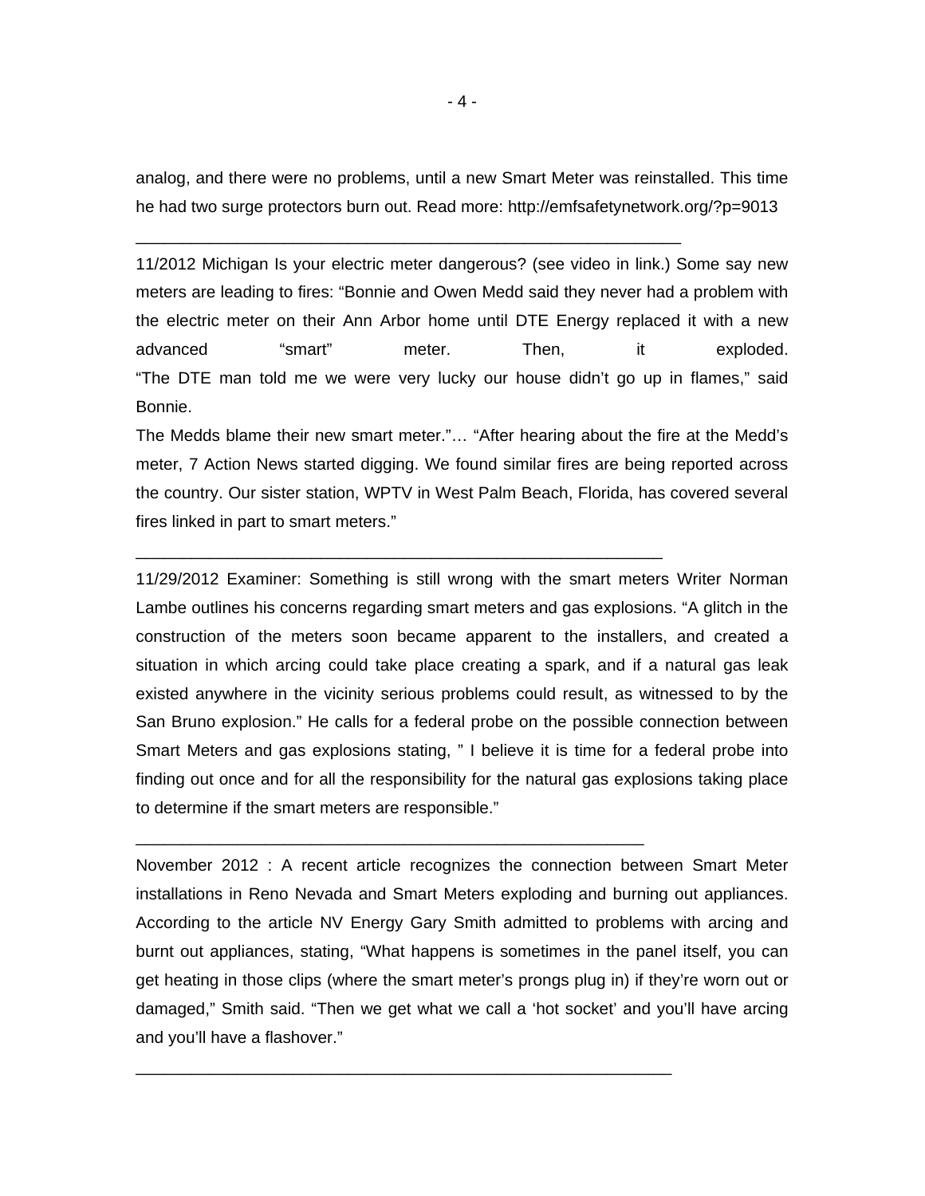analog, and there were no problems, until a new Smart Meter was reinstalled. This time he had two surge protectors burn out. Read more: http://emfsafetynetwork.org/?p=9013

---

11/2012 Michigan Is your electric meter dangerous? (see video in link.) Some say new meters are leading to fires: “Bonnie and Owen Medd said they never had a problem with the electric meter on their Ann Arbor home until DTE Energy replaced it with a new advanced “smart” meter. Then, it exploded.
“The DTE man told me we were very lucky our house didn’t go up in flames,” said Bonnie.
The Medds blame their new smart meter.”… “After hearing about the fire at the Medd’s meter, 7 Action News started digging. We found similar fires are being reported across the country. Our sister station, WPTV in West Palm Beach, Florida, has covered several fires linked in part to smart meters.”

---

11/29/2012 Examiner: Something is still wrong with the smart meters Writer Norman Lambe outlines his concerns regarding smart meters and gas explosions. “A glitch in the construction of the meters soon became apparent to the installers, and created a situation in which arcing could take place creating a spark, and if a natural gas leak existed anywhere in the vicinity serious problems could result, as witnessed to by the San Bruno explosion.” He calls for a federal probe on the possible connection between Smart Meters and gas explosions stating, ” I believe it is time for a federal probe into finding out once and for all the responsibility for the natural gas explosions taking place to determine if the smart meters are responsible.”

---

November 2012 : A recent article recognizes the connection between Smart Meter installations in Reno Nevada and Smart Meters exploding and burning out appliances. According to the article NV Energy Gary Smith admitted to problems with arcing and burnt out appliances, stating, “What happens is sometimes in the panel itself, you can get heating in those clips (where the smart meter’s prongs plug in) if they’re worn out or damaged,” Smith said. “Then we get what we call a ‘hot socket’ and you’ll have arcing and you’ll have a flashover.”

---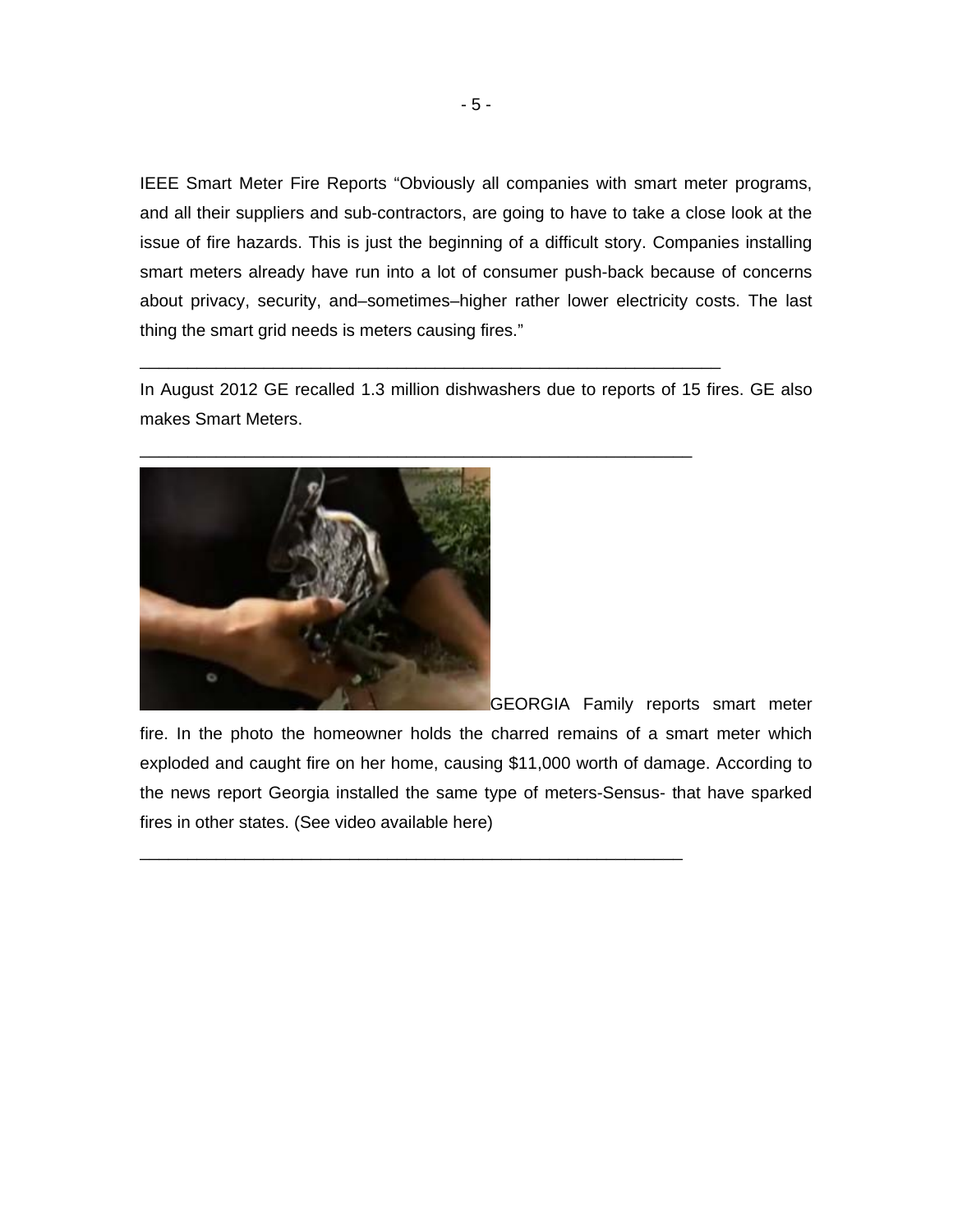IEEE Smart Meter Fire Reports “Obviously all companies with smart meter programs, and all their suppliers and sub-contractors, are going to have to take a close look at the issue of fire hazards. This is just the beginning of a difficult story. Companies installing smart meters already have run into a lot of consumer push-back because of concerns about privacy, security, and–sometimes–higher rather lower electricity costs. The last thing the smart grid needs is meters causing fires.”

---

In August 2012 GE recalled 1.3 million dishwashers due to reports of 15 fires. GE also makes Smart Meters.

---

GEORGIA Family reports smart meter fire. In the photo the homeowner holds the charred remains of a smart meter which exploded and caught fire on her home, causing $11,000 worth of damage. According to the news report Georgia installed the same type of meters-Sensus- that have sparked fires in other states. (See video available here)

---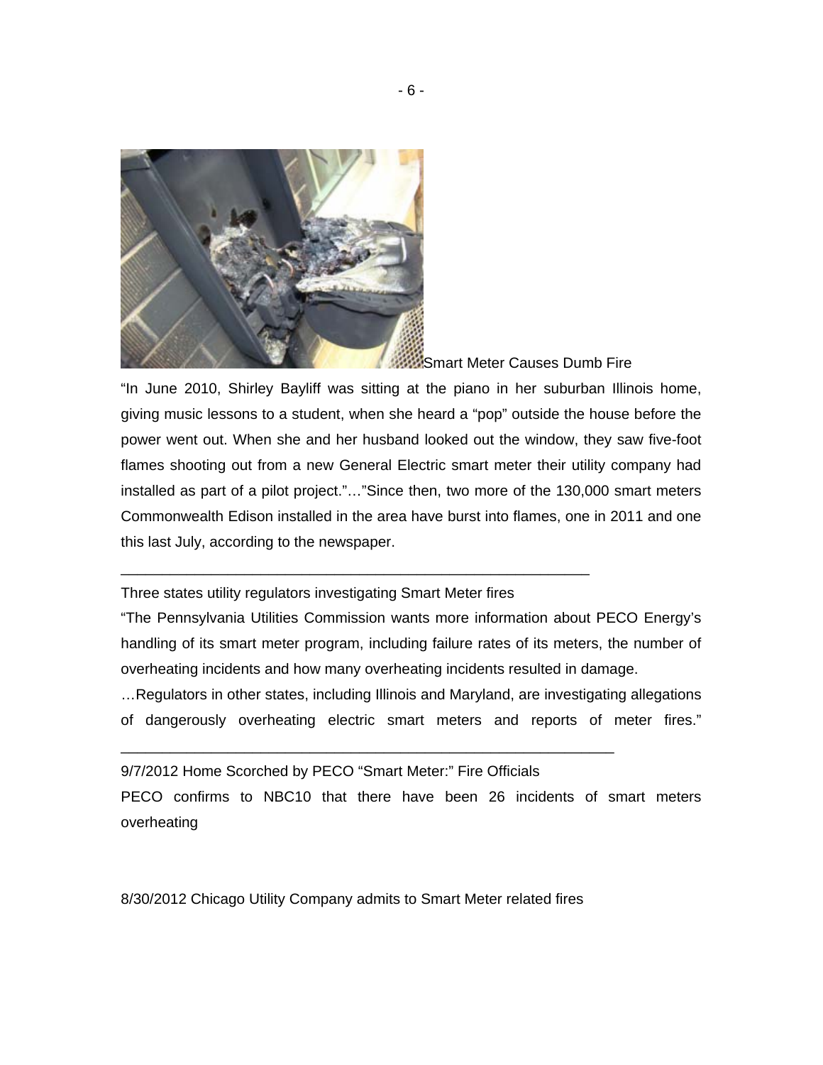Smart Meter Causes Dumb Fire

"In June 2010, Shirley Bayliff was sitting at the piano in her suburban Illinois home, giving music lessons to a student, when she heard a "pop" outside the house before the power went out. When she and her husband looked out the window, they saw five-foot flames shooting out from a new General Electric smart meter their utility company had installed as part of a pilot project."…"Since then, two more of the 130,000 smart meters Commonwealth Edison installed in the area have burst into flames, one in 2011 and one this last July, according to the newspaper.

---

Three states utility regulators investigating Smart Meter fires

"The Pennsylvania Utilities Commission wants more information about PECO Energy's handling of its smart meter program, including failure rates of its meters, the number of overheating incidents and how many overheating incidents resulted in damage.

…Regulators in other states, including Illinois and Maryland, are investigating allegations of dangerously overheating electric smart meters and reports of meter fires."

---

9/7/2012 Home Scorched by PECO "Smart Meter:" Fire Officials

PECO confirms to NBC10 that there have been 26 incidents of smart meters overheating

8/30/2012 Chicago Utility Company admits to Smart Meter related fires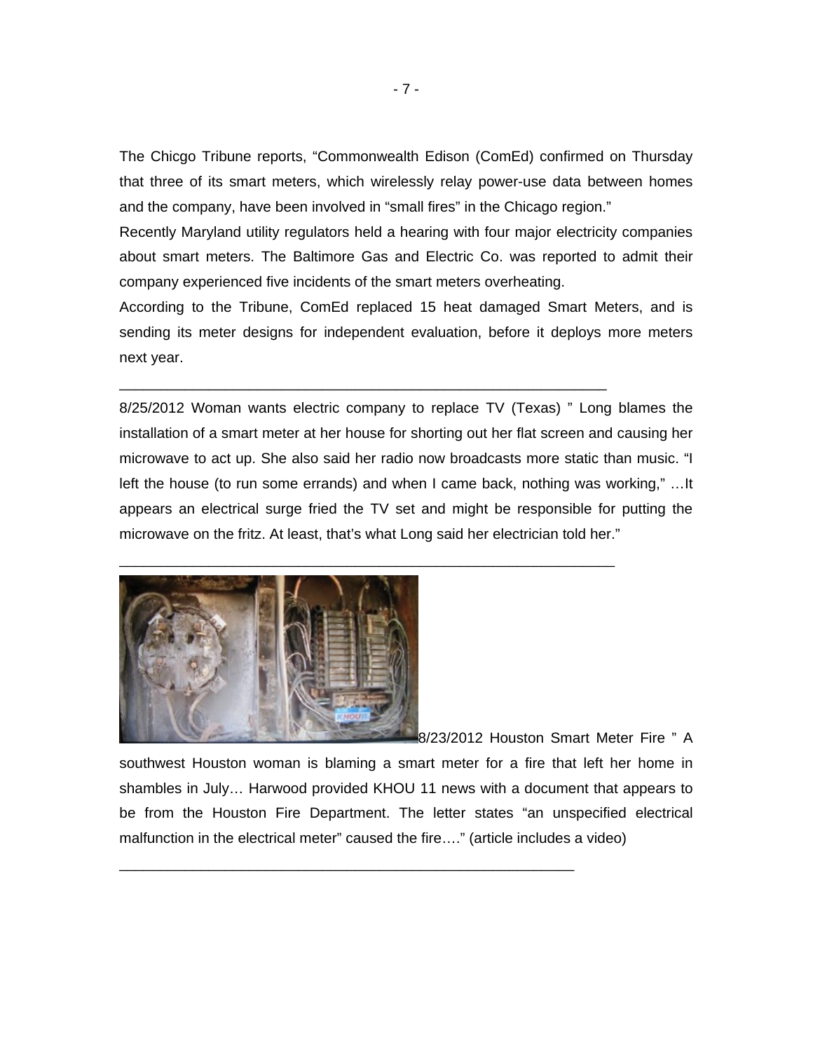The Chicgo Tribune reports, “Commonwealth Edison (ComEd) confirmed on Thursday that three of its smart meters, which wirelessly relay power-use data between homes and the company, have been involved in “small fires” in the Chicago region.”

Recently Maryland utility regulators held a hearing with four major electricity companies about smart meters. The Baltimore Gas and Electric Co. was reported to admit their company experienced five incidents of the smart meters overheating.

According to the Tribune, ComEd replaced 15 heat damaged Smart Meters, and is sending its meter designs for independent evaluation, before it deploys more meters next year.

---

8/25/2012 Woman wants electric company to replace TV (Texas) ” Long blames the installation of a smart meter at her house for shorting out her flat screen and causing her microwave to act up. She also said her radio now broadcasts more static than music. “I left the house (to run some errands) and when I came back, nothing was working,” …It appears an electrical surge fried the TV set and might be responsible for putting the microwave on the fritz. At least, that’s what Long said her electrician told her.”

---

8/23/2012 Houston Smart Meter Fire ” A southwest Houston woman is blaming a smart meter for a fire that left her home in shambles in July… Harwood provided KHOU 11 news with a document that appears to be from the Houston Fire Department. The letter states “an unspecified electrical malfunction in the electrical meter” caused the fire….” (article includes a video)

---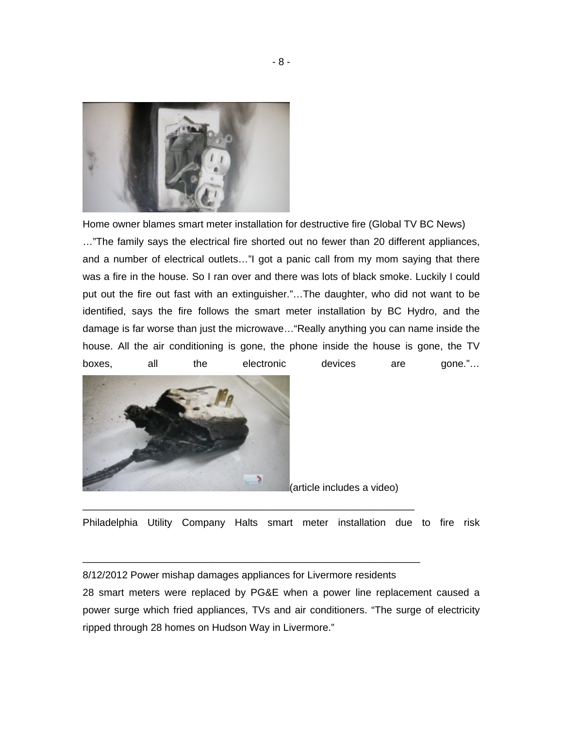Home owner blames smart meter installation for destructive fire (Global TV BC News)

…"The family says the electrical fire shorted out no fewer than 20 different appliances, and a number of electrical outlets…"I got a panic call from my mom saying that there was a fire in the house. So I ran over and there was lots of black smoke. Luckily I could put out the fire out fast with an extinguisher."…The daughter, who did not want to be identified, says the fire follows the smart meter installation by BC Hydro, and the damage is far worse than just the microwave…"Really anything you can name inside the house. All the air conditioning is gone, the phone inside the house is gone, the TV boxes, all the electronic devices are gone."…

(article includes a video)

---

Philadelphia Utility Company Halts smart meter installation due to fire risk

---

8/12/2012 Power mishap damages appliances for Livermore residents

28 smart meters were replaced by PG&E when a power line replacement caused a power surge which fried appliances, TVs and air conditioners. "The surge of electricity ripped through 28 homes on Hudson Way in Livermore."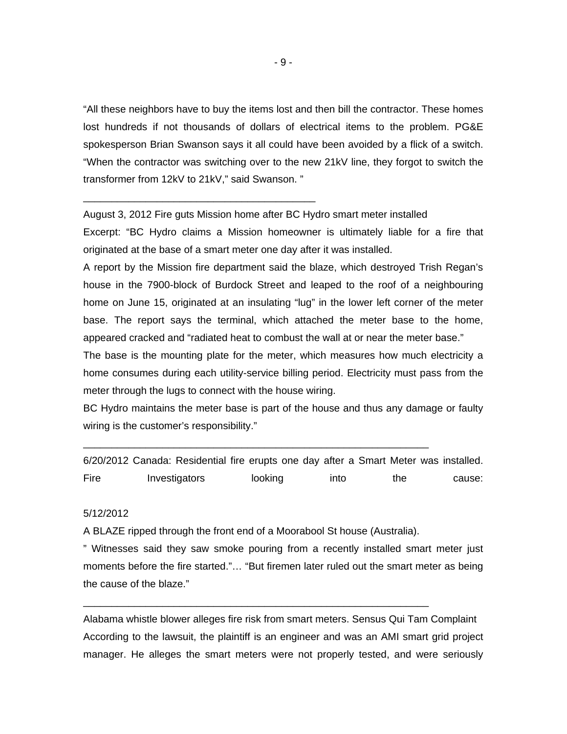"All these neighbors have to buy the items lost and then bill the contractor. These homes lost hundreds if not thousands of dollars of electrical items to the problem. PG&E spokesperson Brian Swanson says it all could have been avoided by a flick of a switch. "When the contractor was switching over to the new 21kV line, they forgot to switch the transformer from 12kV to 21kV," said Swanson. "

---

August 3, 2012 Fire guts Mission home after BC Hydro smart meter installed

Excerpt: "BC Hydro claims a Mission homeowner is ultimately liable for a fire that originated at the base of a smart meter one day after it was installed.

A report by the Mission fire department said the blaze, which destroyed Trish Regan's house in the 7900-block of Burdock Street and leaped to the roof of a neighbouring home on June 15, originated at an insulating "lug" in the lower left corner of the meter base. The report says the terminal, which attached the meter base to the home, appeared cracked and "radiated heat to combust the wall at or near the meter base."

The base is the mounting plate for the meter, which measures how much electricity a home consumes during each utility-service billing period. Electricity must pass from the meter through the lugs to connect with the house wiring.

BC Hydro maintains the meter base is part of the house and thus any damage or faulty wiring is the customer's responsibility."

---

6/20/2012 Canada: Residential fire erupts one day after a Smart Meter was installed. Fire Investigators looking into the cause:

5/12/2012

A BLAZE ripped through the front end of a Moorabool St house (Australia).

" Witnesses said they saw smoke pouring from a recently installed smart meter just moments before the fire started."… "But firemen later ruled out the smart meter as being the cause of the blaze."

---

Alabama whistle blower alleges fire risk from smart meters. Sensus Qui Tam Complaint

According to the lawsuit, the plaintiff is an engineer and was an AMI smart grid project manager. He alleges the smart meters were not properly tested, and were seriously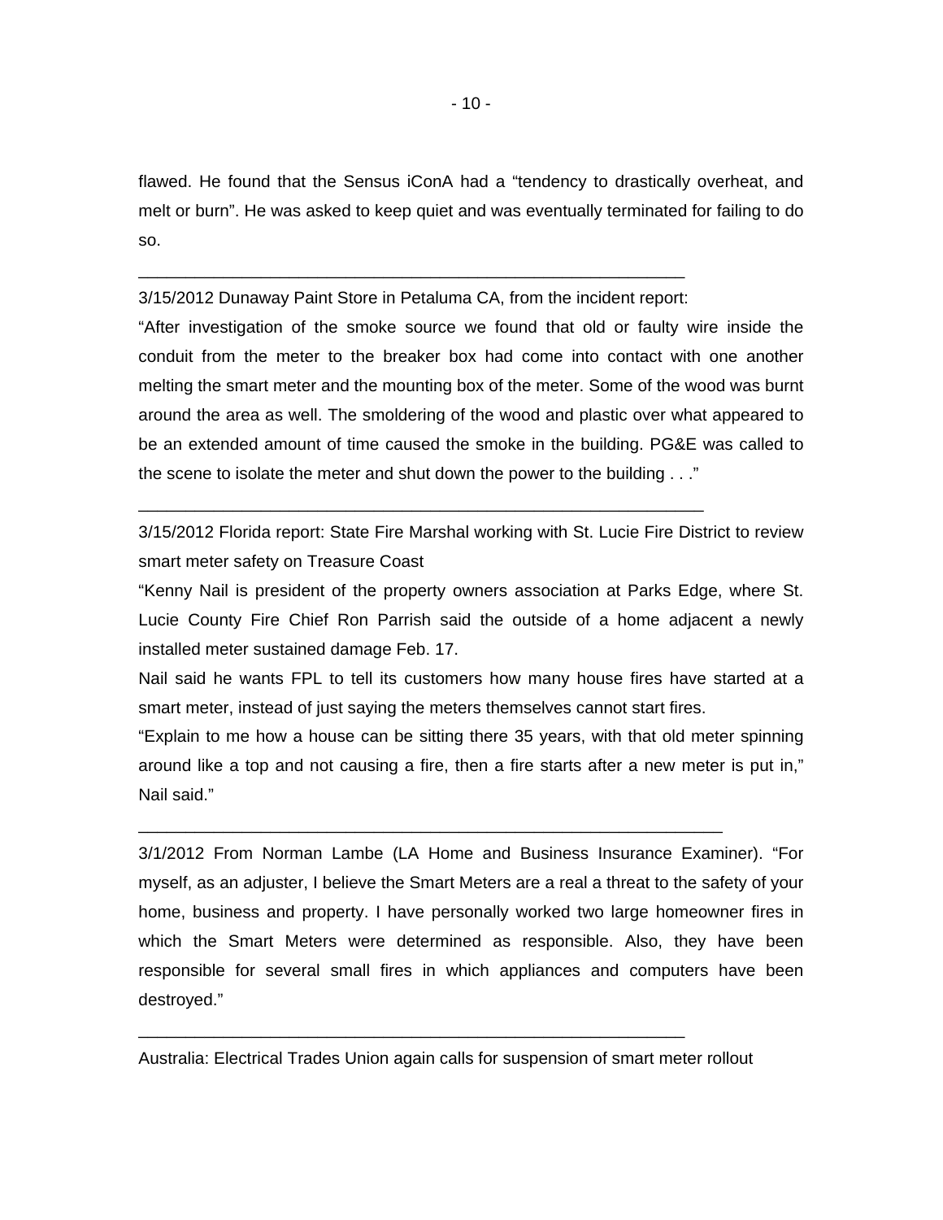flawed. He found that the Sensus iConA had a "tendency to drastically overheat, and melt or burn". He was asked to keep quiet and was eventually terminated for failing to do so.

---

3/15/2012 Dunaway Paint Store in Petaluma CA, from the incident report:

"After investigation of the smoke source we found that old or faulty wire inside the conduit from the meter to the breaker box had come into contact with one another melting the smart meter and the mounting box of the meter. Some of the wood was burnt around the area as well. The smoldering of the wood and plastic over what appeared to be an extended amount of time caused the smoke in the building. PG&E was called to the scene to isolate the meter and shut down the power to the building . . ."

---

3/15/2012 Florida report: State Fire Marshal working with St. Lucie Fire District to review smart meter safety on Treasure Coast

"Kenny Nail is president of the property owners association at Parks Edge, where St. Lucie County Fire Chief Ron Parrish said the outside of a home adjacent a newly installed meter sustained damage Feb. 17.

Nail said he wants FPL to tell its customers how many house fires have started at a smart meter, instead of just saying the meters themselves cannot start fires.

"Explain to me how a house can be sitting there 35 years, with that old meter spinning around like a top and not causing a fire, then a fire starts after a new meter is put in," Nail said."

---

3/1/2012 From Norman Lambe (LA Home and Business Insurance Examiner). "For myself, as an adjuster, I believe the Smart Meters are a real a threat to the safety of your home, business and property. I have personally worked two large homeowner fires in which the Smart Meters were determined as responsible. Also, they have been responsible for several small fires in which appliances and computers have been destroyed."

---

Australia: Electrical Trades Union again calls for suspension of smart meter rollout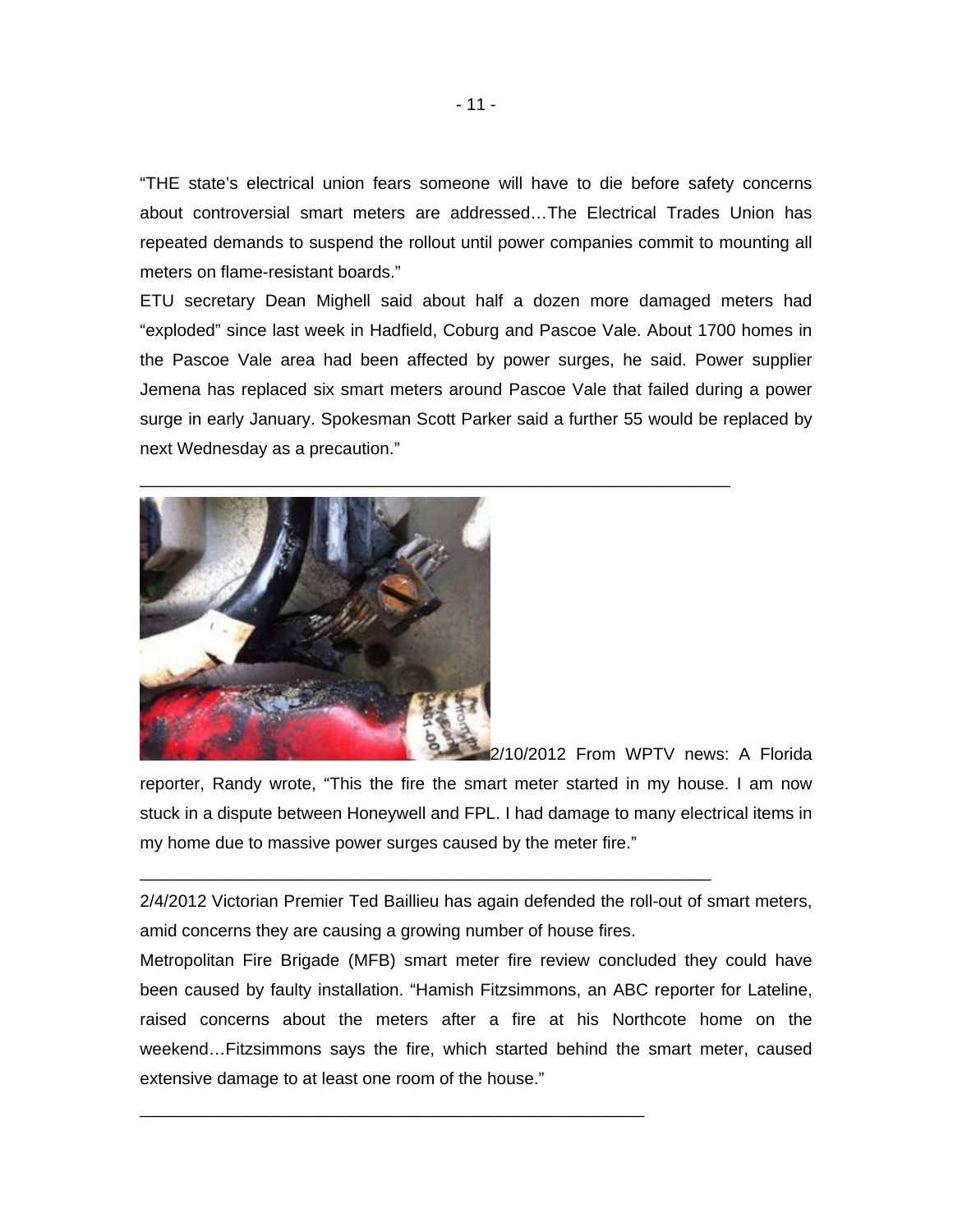“THE state’s electrical union fears someone will have to die before safety concerns about controversial smart meters are addressed…The Electrical Trades Union has repeated demands to suspend the rollout until power companies commit to mounting all meters on flame-resistant boards.”

ETU secretary Dean Mighell said about half a dozen more damaged meters had “exploded” since last week in Hadfield, Coburg and Pascoe Vale. About 1700 homes in the Pascoe Vale area had been affected by power surges, he said. Power supplier Jemena has replaced six smart meters around Pascoe Vale that failed during a power surge in early January. Spokesman Scott Parker said a further 55 would be replaced by next Wednesday as a precaution.”

---

2/10/2012 From WPTV news: A Florida reporter, Randy wrote, “This the fire the smart meter started in my house. I am now stuck in a dispute between Honeywell and FPL. I had damage to many electrical items in my home due to massive power surges caused by the meter fire.”

---

2/4/2012 Victorian Premier Ted Baillieu has again defended the roll-out of smart meters, amid concerns they are causing a growing number of house fires.

Metropolitan Fire Brigade (MFB) smart meter fire review concluded they could have been caused by faulty installation. “Hamish Fitzsimmons, an ABC reporter for Lateline, raised concerns about the meters after a fire at his Northcote home on the weekend…Fitzsimmons says the fire, which started behind the smart meter, caused extensive damage to at least one room of the house.”

---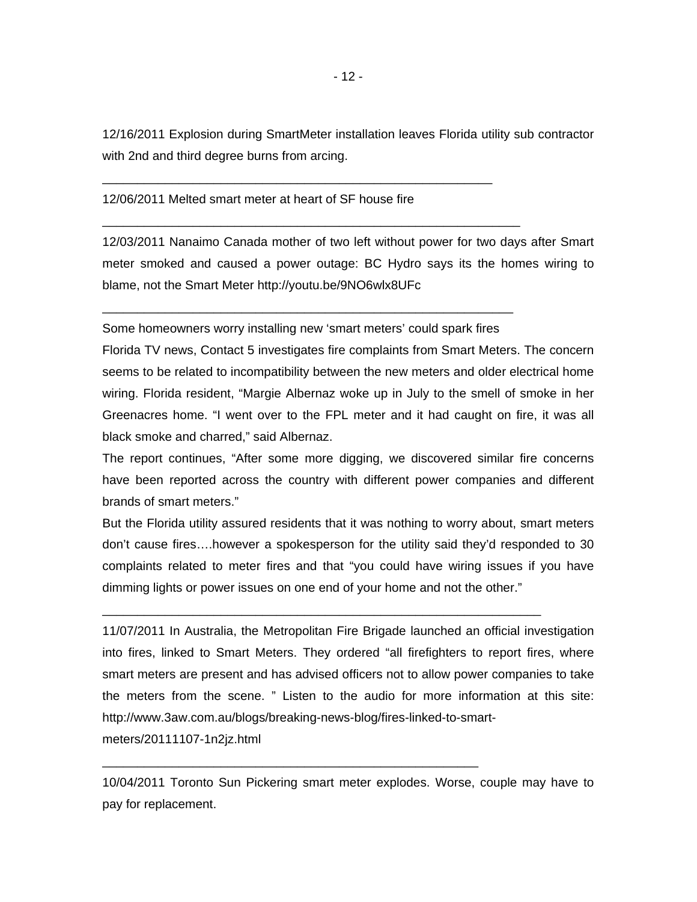12/16/2011 Explosion during SmartMeter installation leaves Florida utility sub contractor with 2nd and third degree burns from arcing.

---

12/06/2011 Melted smart meter at heart of SF house fire

---

12/03/2011 Nanaimo Canada mother of two left without power for two days after Smart meter smoked and caused a power outage: BC Hydro says its the homes wiring to blame, not the Smart Meter http://youtu.be/9NO6wlx8UFc

---

Some homeowners worry installing new ‘smart meters’ could spark fires

Florida TV news, Contact 5 investigates fire complaints from Smart Meters. The concern seems to be related to incompatibility between the new meters and older electrical home wiring. Florida resident, “Margie Albernaz woke up in July to the smell of smoke in her Greenacres home. “I went over to the FPL meter and it had caught on fire, it was all black smoke and charred,” said Albernaz.

The report continues, “After some more digging, we discovered similar fire concerns have been reported across the country with different power companies and different brands of smart meters.”

But the Florida utility assured residents that it was nothing to worry about, smart meters don’t cause fires….however a spokesperson for the utility said they’d responded to 30 complaints related to meter fires and that “you could have wiring issues if you have dimming lights or power issues on one end of your home and not the other.”

---

11/07/2011 In Australia, the Metropolitan Fire Brigade launched an official investigation into fires, linked to Smart Meters. They ordered “all firefighters to report fires, where smart meters are present and has advised officers not to allow power companies to take the meters from the scene. ” Listen to the audio for more information at this site: http://www.3aw.com.au/blogs/breaking-news-blog/fires-linked-to-smart-meters/20111107-1n2jz.html

---

10/04/2011 Toronto Sun Pickering smart meter explodes. Worse, couple may have to pay for replacement.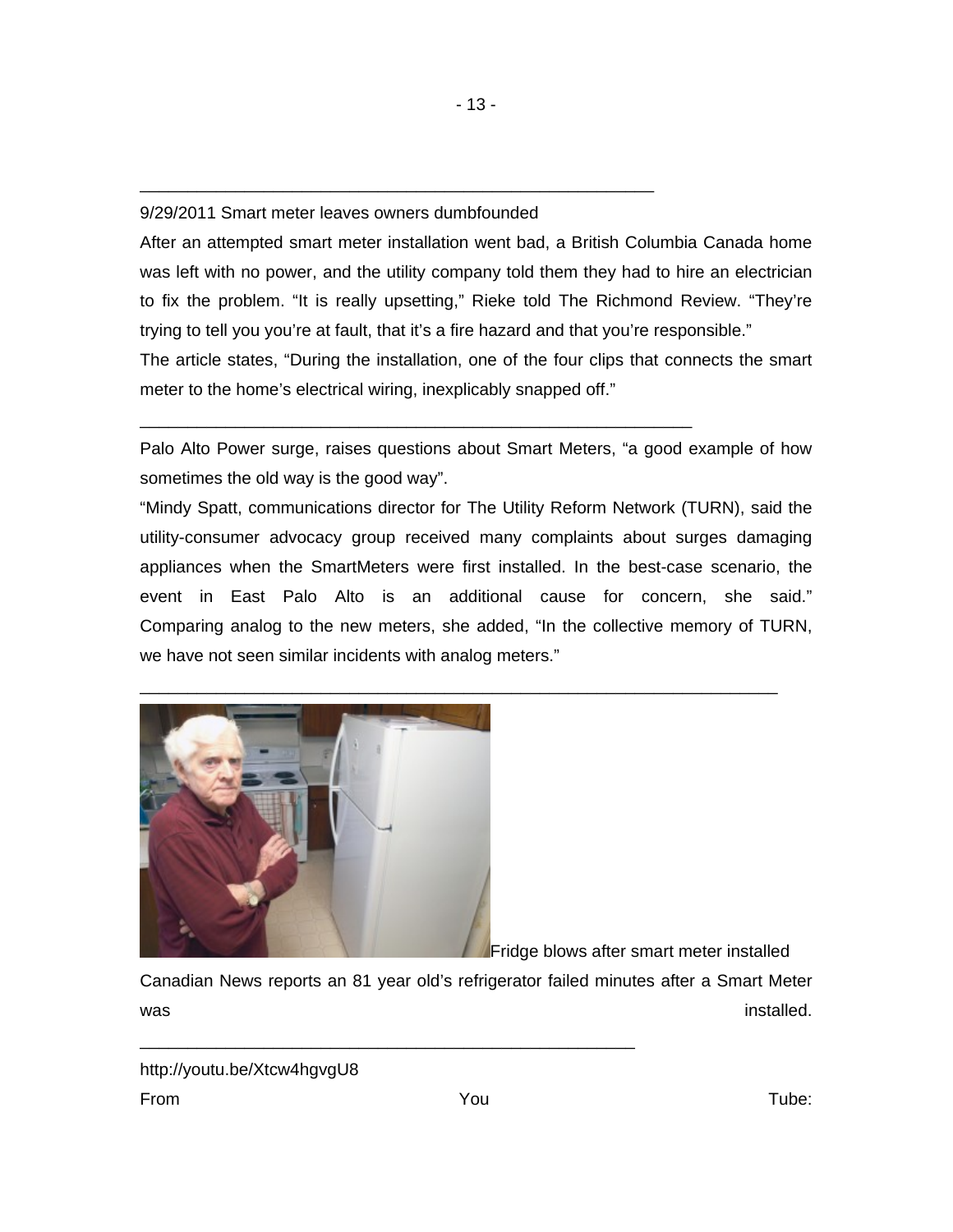---

9/29/2011 Smart meter leaves owners dumbfounded

After an attempted smart meter installation went bad, a British Columbia Canada home was left with no power, and the utility company told them they had to hire an electrician to fix the problem. "It is really upsetting," Rieke told The Richmond Review. "They're trying to tell you you're at fault, that it's a fire hazard and that you're responsible."

The article states, "During the installation, one of the four clips that connects the smart meter to the home's electrical wiring, inexplicably snapped off."

---

Palo Alto Power surge, raises questions about Smart Meters, "a good example of how sometimes the old way is the good way".

"Mindy Spatt, communications director for The Utility Reform Network (TURN), said the utility-consumer advocacy group received many complaints about surges damaging appliances when the SmartMeters were first installed. In the best-case scenario, the event in East Palo Alto is an additional cause for concern, she said." Comparing analog to the new meters, she added, "In the collective memory of TURN, we have not seen similar incidents with analog meters."

---

Fridge blows after smart meter installed

Canadian News reports an 81 year old's refrigerator failed minutes after a Smart Meter was installed.

---

http://youtu.be/Xtcw4hgvgU8

From You Tube: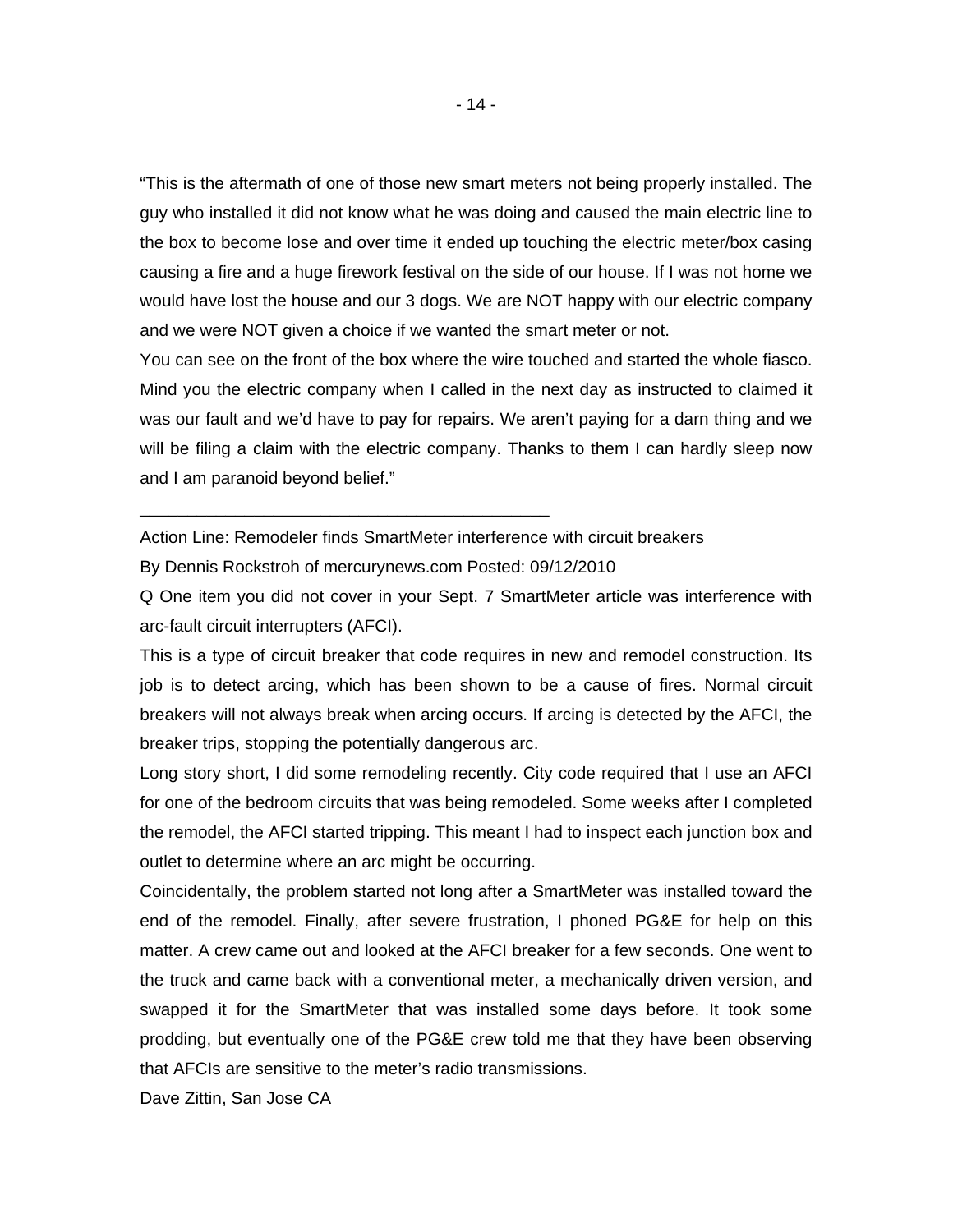"This is the aftermath of one of those new smart meters not being properly installed. The guy who installed it did not know what he was doing and caused the main electric line to the box to become lose and over time it ended up touching the electric meter/box casing causing a fire and a huge firework festival on the side of our house. If I was not home we would have lost the house and our 3 dogs. We are NOT happy with our electric company and we were NOT given a choice if we wanted the smart meter or not.

You can see on the front of the box where the wire touched and started the whole fiasco. Mind you the electric company when I called in the next day as instructed to claimed it was our fault and we'd have to pay for repairs. We aren't paying for a darn thing and we will be filing a claim with the electric company. Thanks to them I can hardly sleep now and I am paranoid beyond belief."

---

Action Line: Remodeler finds SmartMeter interference with circuit breakers

By Dennis Rockstroh of mercurynews.com Posted: 09/12/2010

Q One item you did not cover in your Sept. 7 SmartMeter article was interference with arc-fault circuit interrupters (AFCI).

This is a type of circuit breaker that code requires in new and remodel construction. Its job is to detect arcing, which has been shown to be a cause of fires. Normal circuit breakers will not always break when arcing occurs. If arcing is detected by the AFCI, the breaker trips, stopping the potentially dangerous arc.

Long story short, I did some remodeling recently. City code required that I use an AFCI for one of the bedroom circuits that was being remodeled. Some weeks after I completed the remodel, the AFCI started tripping. This meant I had to inspect each junction box and outlet to determine where an arc might be occurring.

Coincidentally, the problem started not long after a SmartMeter was installed toward the end of the remodel. Finally, after severe frustration, I phoned PG&E for help on this matter. A crew came out and looked at the AFCI breaker for a few seconds. One went to the truck and came back with a conventional meter, a mechanically driven version, and swapped it for the SmartMeter that was installed some days before. It took some prodding, but eventually one of the PG&E crew told me that they have been observing that AFCIs are sensitive to the meter's radio transmissions.

Dave Zittin, San Jose CA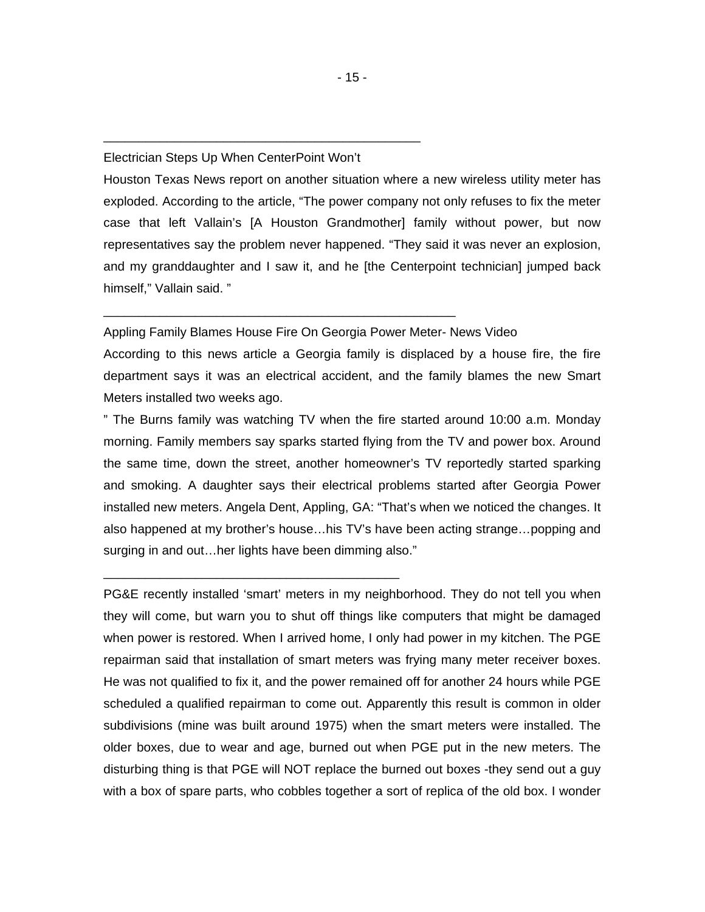---

Electrician Steps Up When CenterPoint Won't

Houston Texas News report on another situation where a new wireless utility meter has exploded. According to the article, "The power company not only refuses to fix the meter case that left Vallain's [A Houston Grandmother] family without power, but now representatives say the problem never happened. "They said it was never an explosion, and my granddaughter and I saw it, and he [the Centerpoint technician] jumped back himself," Vallain said. "

---

Appling Family Blames House Fire On Georgia Power Meter- News Video

According to this news article a Georgia family is displaced by a house fire, the fire department says it was an electrical accident, and the family blames the new Smart Meters installed two weeks ago.

" The Burns family was watching TV when the fire started around 10:00 a.m. Monday morning. Family members say sparks started flying from the TV and power box. Around the same time, down the street, another homeowner's TV reportedly started sparking and smoking. A daughter says their electrical problems started after Georgia Power installed new meters. Angela Dent, Appling, GA: "That's when we noticed the changes. It also happened at my brother's house…his TV's have been acting strange…popping and surging in and out…her lights have been dimming also."

---

PG&E recently installed 'smart' meters in my neighborhood. They do not tell you when they will come, but warn you to shut off things like computers that might be damaged when power is restored. When I arrived home, I only had power in my kitchen. The PGE repairman said that installation of smart meters was frying many meter receiver boxes. He was not qualified to fix it, and the power remained off for another 24 hours while PGE scheduled a qualified repairman to come out. Apparently this result is common in older subdivisions (mine was built around 1975) when the smart meters were installed. The older boxes, due to wear and age, burned out when PGE put in the new meters. The disturbing thing is that PGE will NOT replace the burned out boxes -they send out a guy with a box of spare parts, who cobbles together a sort of replica of the old box. I wonder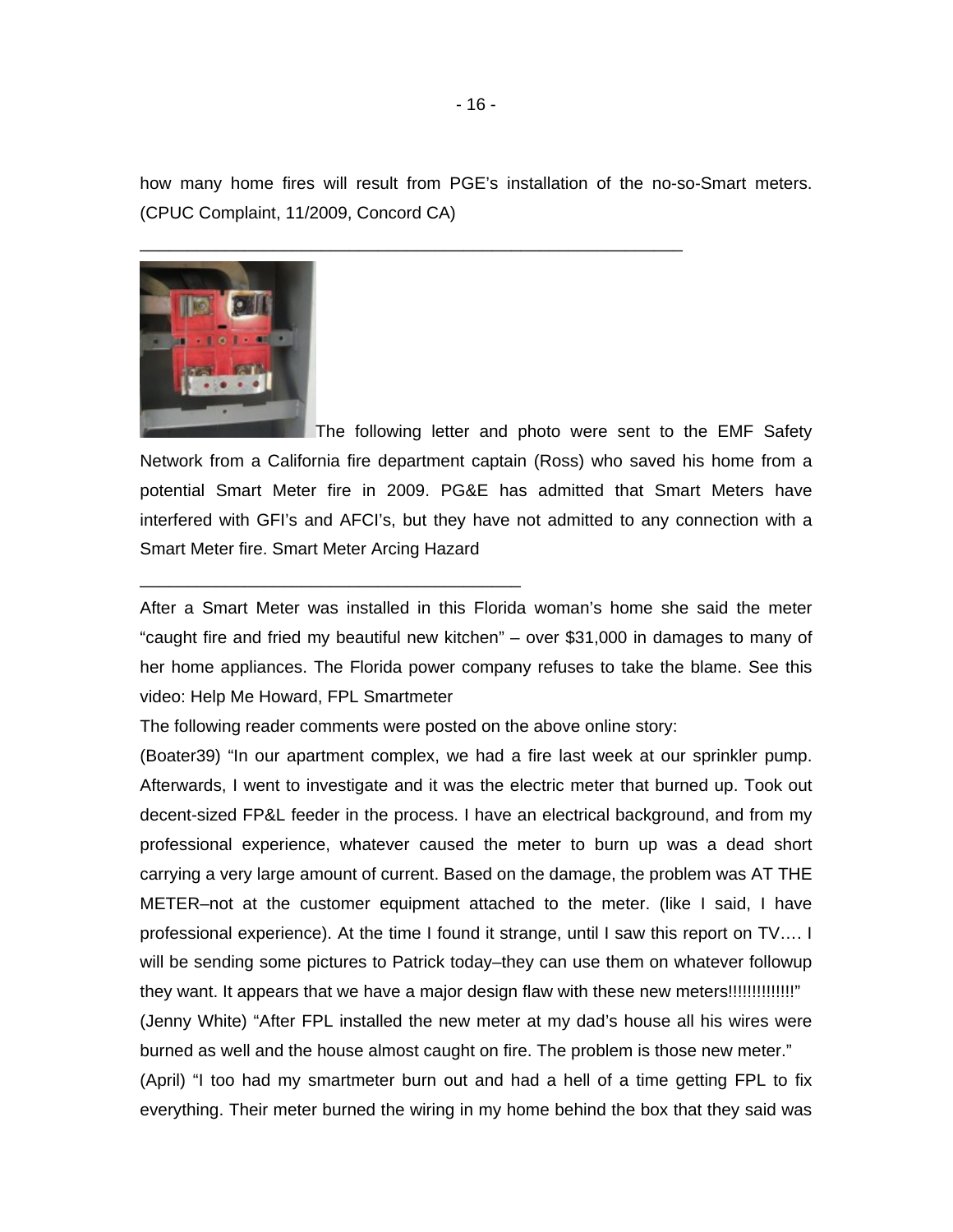how many home fires will result from PGE's installation of the no-so-Smart meters. (CPUC Complaint, 11/2009, Concord CA)

---

The following letter and photo were sent to the EMF Safety Network from a California fire department captain (Ross) who saved his home from a potential Smart Meter fire in 2009. PG&E has admitted that Smart Meters have interfered with GFI's and AFCI's, but they have not admitted to any connection with a Smart Meter fire. Smart Meter Arcing Hazard

---

After a Smart Meter was installed in this Florida woman's home she said the meter "caught fire and fried my beautiful new kitchen" – over $31,000 in damages to many of her home appliances. The Florida power company refuses to take the blame. See this video: Help Me Howard, FPL Smartmeter

The following reader comments were posted on the above online story:

(Boater39) "In our apartment complex, we had a fire last week at our sprinkler pump. Afterwards, I went to investigate and it was the electric meter that burned up. Took out decent-sized FP&L feeder in the process. I have an electrical background, and from my professional experience, whatever caused the meter to burn up was a dead short carrying a very large amount of current. Based on the damage, the problem was AT THE METER–not at the customer equipment attached to the meter. (like I said, I have professional experience). At the time I found it strange, until I saw this report on TV…. I will be sending some pictures to Patrick today–they can use them on whatever followup they want. It appears that we have a major design flaw with these new meters!!!!!!!!!!!!!!"

(Jenny White) "After FPL installed the new meter at my dad's house all his wires were burned as well and the house almost caught on fire. The problem is those new meter."

(April) "I too had my smartmeter burn out and had a hell of a time getting FPL to fix everything. Their meter burned the wiring in my home behind the box that they said was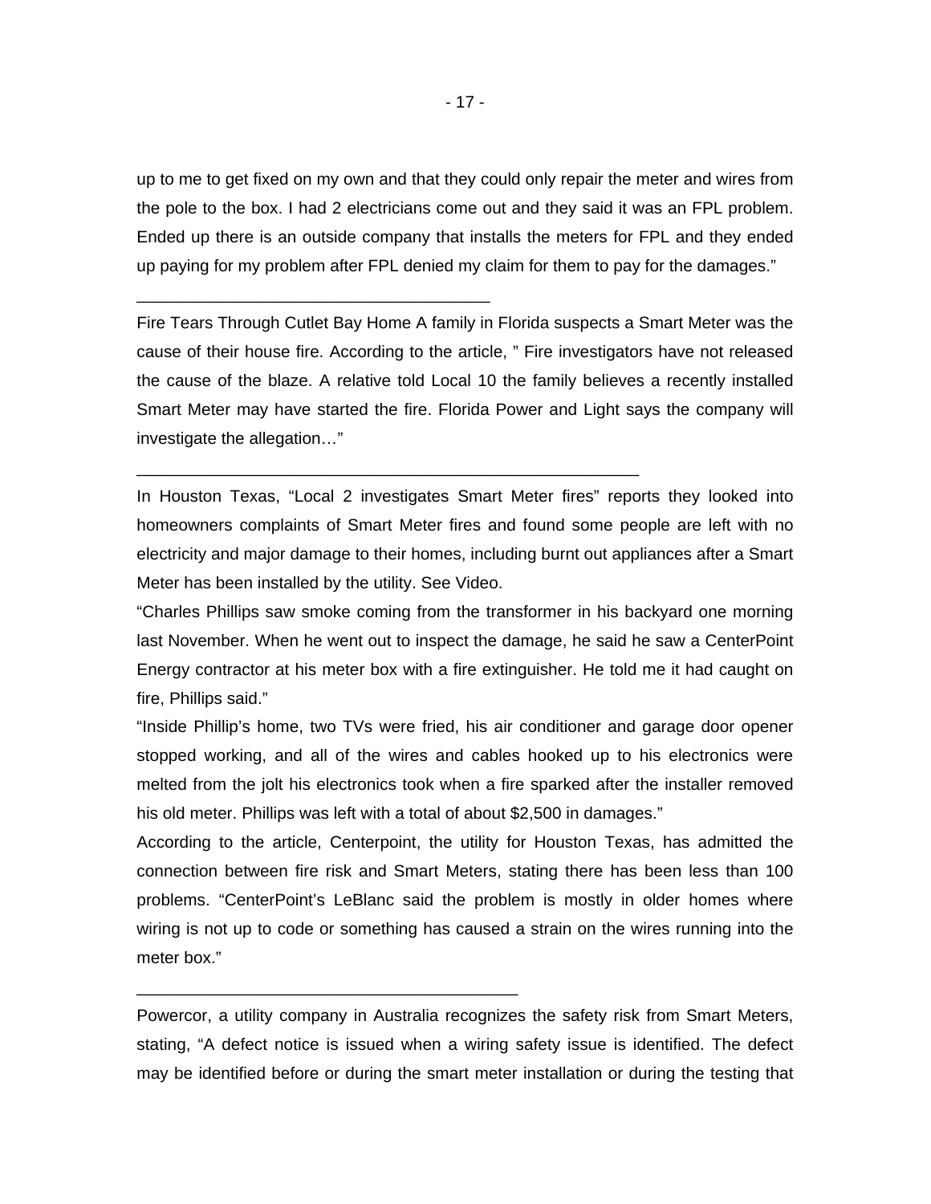up to me to get fixed on my own and that they could only repair the meter and wires from the pole to the box. I had 2 electricians come out and they said it was an FPL problem. Ended up there is an outside company that installs the meters for FPL and they ended up paying for my problem after FPL denied my claim for them to pay for the damages."

---

Fire Tears Through Cutlet Bay Home A family in Florida suspects a Smart Meter was the cause of their house fire. According to the article, " Fire investigators have not released the cause of the blaze. A relative told Local 10 the family believes a recently installed Smart Meter may have started the fire. Florida Power and Light says the company will investigate the allegation…"

---

In Houston Texas, "Local 2 investigates Smart Meter fires" reports they looked into homeowners complaints of Smart Meter fires and found some people are left with no electricity and major damage to their homes, including burnt out appliances after a Smart Meter has been installed by the utility. See Video.

"Charles Phillips saw smoke coming from the transformer in his backyard one morning last November. When he went out to inspect the damage, he said he saw a CenterPoint Energy contractor at his meter box with a fire extinguisher. He told me it had caught on fire, Phillips said."

"Inside Phillip's home, two TVs were fried, his air conditioner and garage door opener stopped working, and all of the wires and cables hooked up to his electronics were melted from the jolt his electronics took when a fire sparked after the installer removed his old meter. Phillips was left with a total of about $2,500 in damages."

According to the article, Centerpoint, the utility for Houston Texas, has admitted the connection between fire risk and Smart Meters, stating there has been less than 100 problems. "CenterPoint's LeBlanc said the problem is mostly in older homes where wiring is not up to code or something has caused a strain on the wires running into the meter box."

---

Powercor, a utility company in Australia recognizes the safety risk from Smart Meters, stating, "A defect notice is issued when a wiring safety issue is identified. The defect may be identified before or during the smart meter installation or during the testing that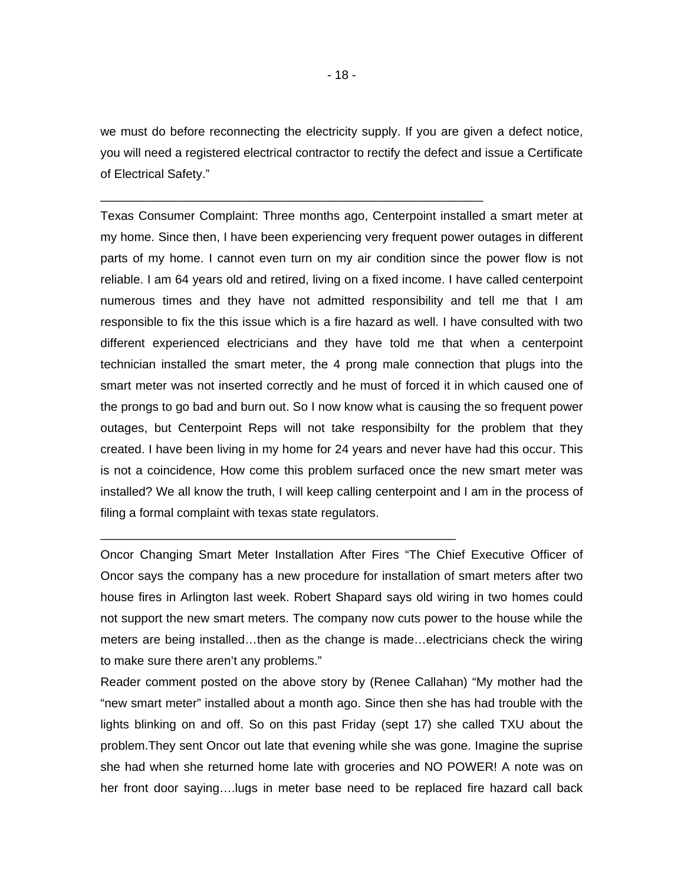we must do before reconnecting the electricity supply. If you are given a defect notice, you will need a registered electrical contractor to rectify the defect and issue a Certificate of Electrical Safety."

---

Texas Consumer Complaint: Three months ago, Centerpoint installed a smart meter at my home. Since then, I have been experiencing very frequent power outages in different parts of my home. I cannot even turn on my air condition since the power flow is not reliable. I am 64 years old and retired, living on a fixed income. I have called centerpoint numerous times and they have not admitted responsibility and tell me that I am responsible to fix the this issue which is a fire hazard as well. I have consulted with two different experienced electricians and they have told me that when a centerpoint technician installed the smart meter, the 4 prong male connection that plugs into the smart meter was not inserted correctly and he must of forced it in which caused one of the prongs to go bad and burn out. So I now know what is causing the so frequent power outages, but Centerpoint Reps will not take responsibilty for the problem that they created. I have been living in my home for 24 years and never have had this occur. This is not a coincidence, How come this problem surfaced once the new smart meter was installed? We all know the truth, I will keep calling centerpoint and I am in the process of filing a formal complaint with texas state regulators.

---

Oncor Changing Smart Meter Installation After Fires "The Chief Executive Officer of Oncor says the company has a new procedure for installation of smart meters after two house fires in Arlington last week. Robert Shapard says old wiring in two homes could not support the new smart meters. The company now cuts power to the house while the meters are being installed…then as the change is made…electricians check the wiring to make sure there aren't any problems."

Reader comment posted on the above story by (Renee Callahan) "My mother had the "new smart meter" installed about a month ago. Since then she has had trouble with the lights blinking on and off. So on this past Friday (sept 17) she called TXU about the problem.They sent Oncor out late that evening while she was gone. Imagine the suprise she had when she returned home late with groceries and NO POWER! A note was on her front door saying….lugs in meter base need to be replaced fire hazard call back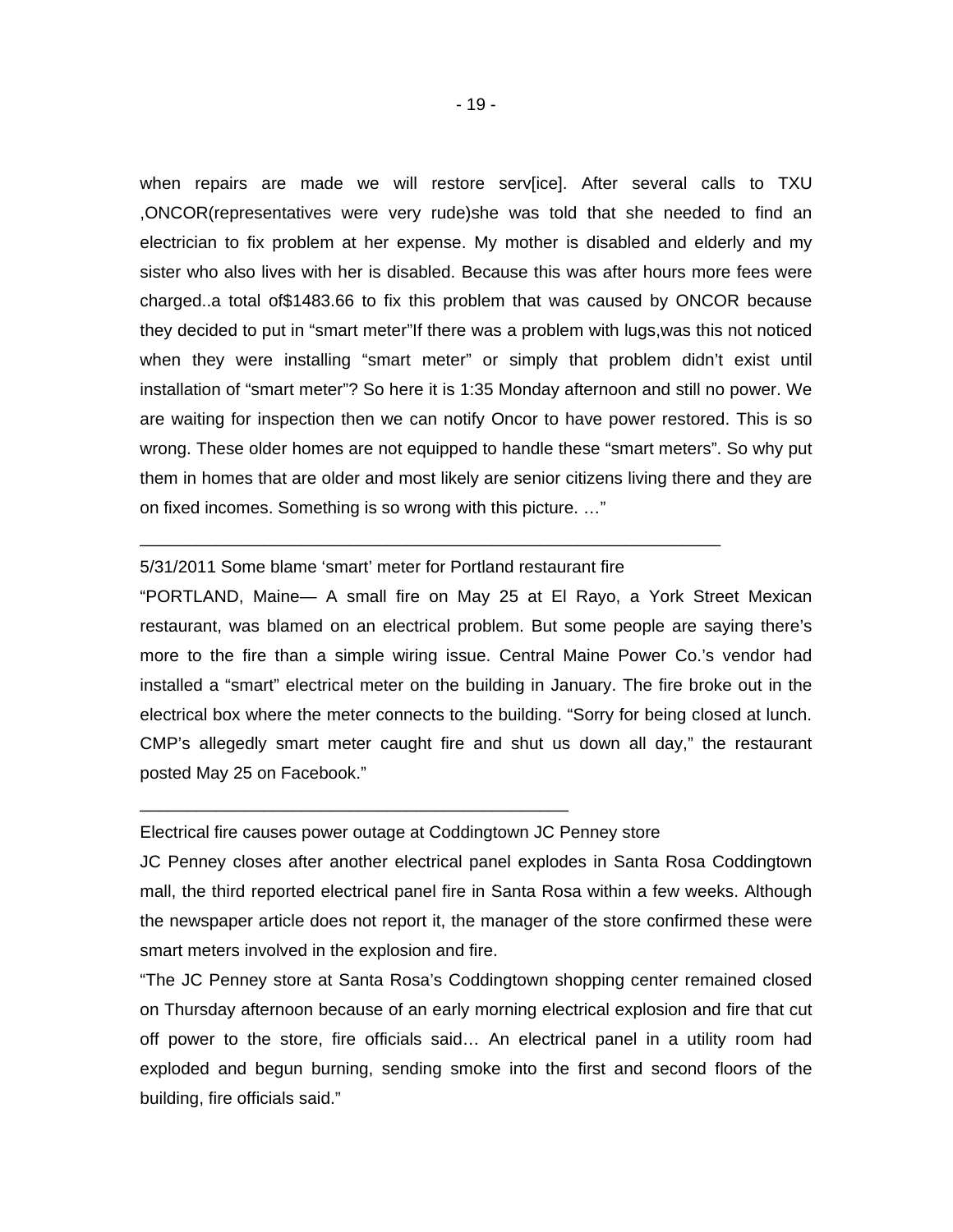when repairs are made we will restore serv[ice]. After several calls to TXU ,ONCOR(representatives were very rude)she was told that she needed to find an electrician to fix problem at her expense. My mother is disabled and elderly and my sister who also lives with her is disabled. Because this was after hours more fees were charged..a total of$1483.66 to fix this problem that was caused by ONCOR because they decided to put in “smart meter”If there was a problem with lugs,was this not noticed when they were installing “smart meter” or simply that problem didn’t exist until installation of “smart meter”? So here it is 1:35 Monday afternoon and still no power. We are waiting for inspection then we can notify Oncor to have power restored. This is so wrong. These older homes are not equipped to handle these “smart meters”. So why put them in homes that are older and most likely are senior citizens living there and they are on fixed incomes. Something is so wrong with this picture. …”

---

5/31/2011 Some blame ‘smart’ meter for Portland restaurant fire

“PORTLAND, Maine— A small fire on May 25 at El Rayo, a York Street Mexican restaurant, was blamed on an electrical problem. But some people are saying there’s more to the fire than a simple wiring issue. Central Maine Power Co.’s vendor had installed a “smart” electrical meter on the building in January. The fire broke out in the electrical box where the meter connects to the building. “Sorry for being closed at lunch. CMP’s allegedly smart meter caught fire and shut us down all day,” the restaurant posted May 25 on Facebook.”

---

Electrical fire causes power outage at Coddingtown JC Penney store

JC Penney closes after another electrical panel explodes in Santa Rosa Coddingtown mall, the third reported electrical panel fire in Santa Rosa within a few weeks. Although the newspaper article does not report it, the manager of the store confirmed these were smart meters involved in the explosion and fire.

“The JC Penney store at Santa Rosa’s Coddingtown shopping center remained closed on Thursday afternoon because of an early morning electrical explosion and fire that cut off power to the store, fire officials said… An electrical panel in a utility room had exploded and begun burning, sending smoke into the first and second floors of the building, fire officials said.”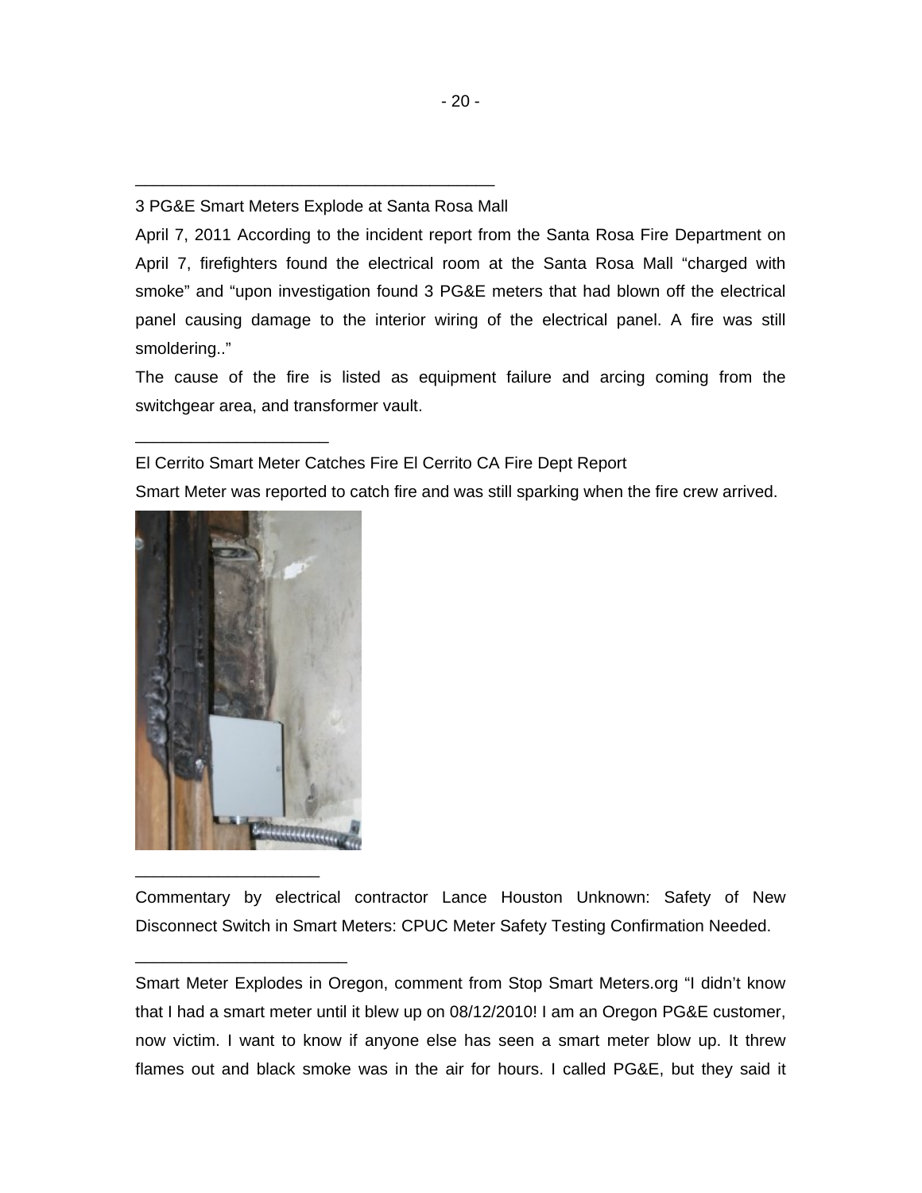---

3 PG&E Smart Meters Explode at Santa Rosa Mall

April 7, 2011 According to the incident report from the Santa Rosa Fire Department on April 7, firefighters found the electrical room at the Santa Rosa Mall "charged with smoke" and "upon investigation found 3 PG&E meters that had blown off the electrical panel causing damage to the interior wiring of the electrical panel. A fire was still smoldering.."

The cause of the fire is listed as equipment failure and arcing coming from the switchgear area, and transformer vault.

---

El Cerrito Smart Meter Catches Fire El Cerrito CA Fire Dept Report

Smart Meter was reported to catch fire and was still sparking when the fire crew arrived.

---

Commentary by electrical contractor Lance Houston Unknown: Safety of New Disconnect Switch in Smart Meters: CPUC Meter Safety Testing Confirmation Needed.

---

Smart Meter Explodes in Oregon, comment from Stop Smart Meters.org "I didn't know that I had a smart meter until it blew up on 08/12/2010! I am an Oregon PG&E customer, now victim. I want to know if anyone else has seen a smart meter blow up. It threw flames out and black smoke was in the air for hours. I called PG&E, but they said it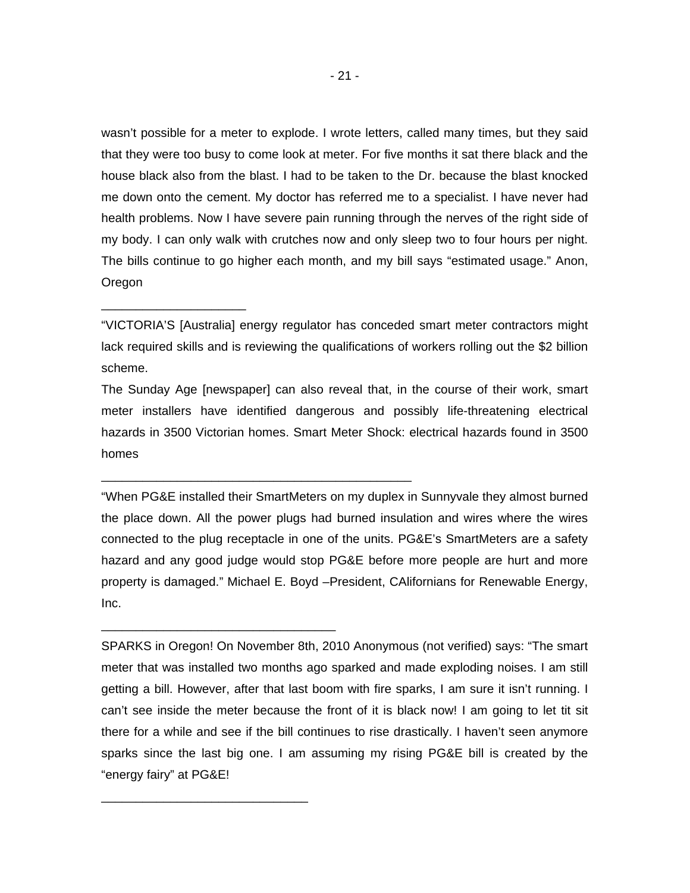wasn't possible for a meter to explode. I wrote letters, called many times, but they said that they were too busy to come look at meter. For five months it sat there black and the house black also from the blast. I had to be taken to the Dr. because the blast knocked me down onto the cement. My doctor has referred me to a specialist. I have never had health problems. Now I have severe pain running through the nerves of the right side of my body. I can only walk with crutches now and only sleep two to four hours per night. The bills continue to go higher each month, and my bill says "estimated usage." Anon, Oregon

---

"VICTORIA'S [Australia] energy regulator has conceded smart meter contractors might lack required skills and is reviewing the qualifications of workers rolling out the $2 billion scheme.

The Sunday Age [newspaper] can also reveal that, in the course of their work, smart meter installers have identified dangerous and possibly life-threatening electrical hazards in 3500 Victorian homes. Smart Meter Shock: electrical hazards found in 3500 homes

---

"When PG&E installed their SmartMeters on my duplex in Sunnyvale they almost burned the place down. All the power plugs had burned insulation and wires where the wires connected to the plug receptacle in one of the units. PG&E's SmartMeters are a safety hazard and any good judge would stop PG&E before more people are hurt and more property is damaged." Michael E. Boyd –President, CAlifornians for Renewable Energy, Inc.

---

SPARKS in Oregon! On November 8th, 2010 Anonymous (not verified) says: "The smart meter that was installed two months ago sparked and made exploding noises. I am still getting a bill. However, after that last boom with fire sparks, I am sure it isn't running. I can't see inside the meter because the front of it is black now! I am going to let tit sit there for a while and see if the bill continues to rise drastically. I haven't seen anymore sparks since the last big one. I am assuming my rising PG&E bill is created by the "energy fairy" at PG&E!

---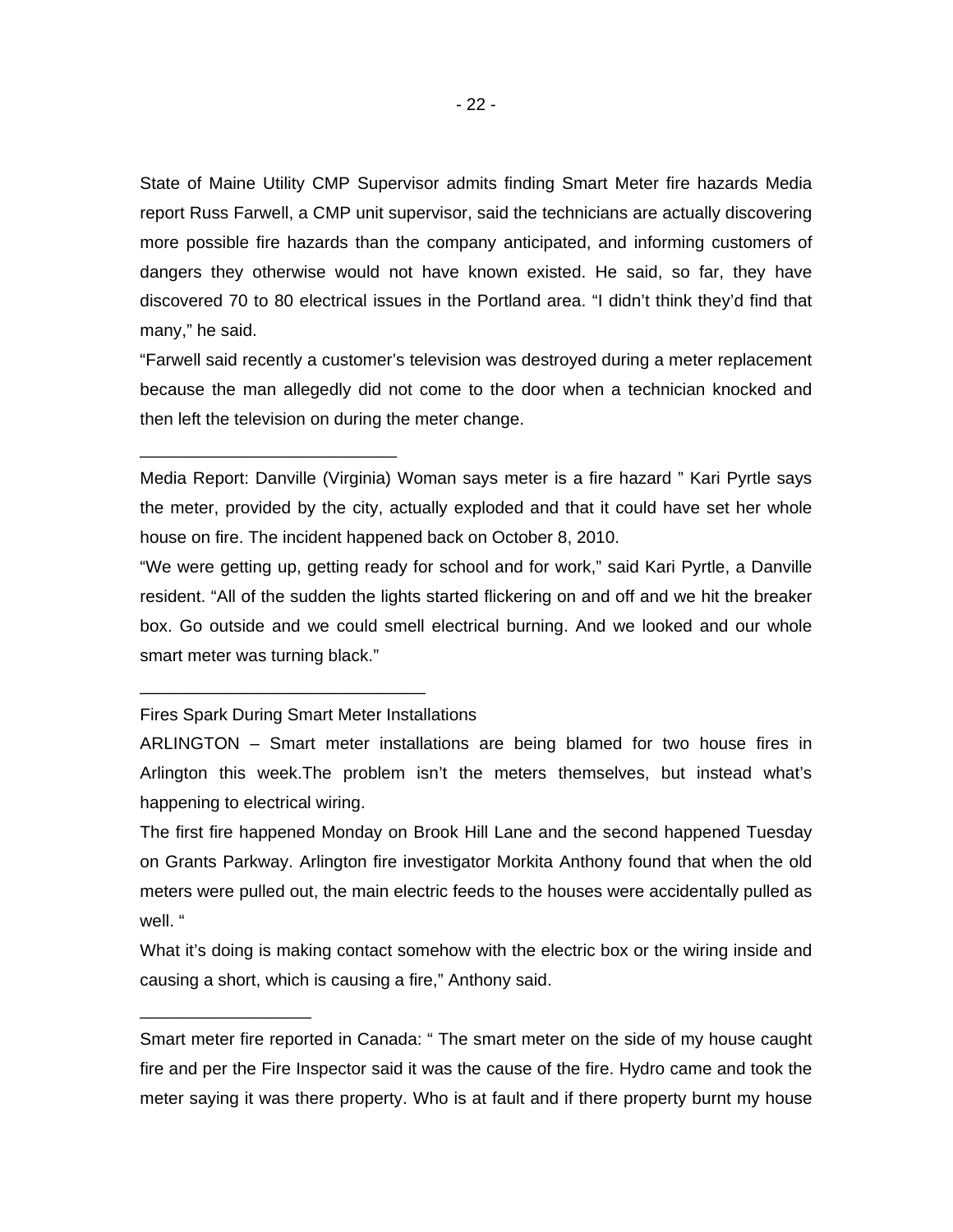State of Maine Utility CMP Supervisor admits finding Smart Meter fire hazards Media report Russ Farwell, a CMP unit supervisor, said the technicians are actually discovering more possible fire hazards than the company anticipated, and informing customers of dangers they otherwise would not have known existed. He said, so far, they have discovered 70 to 80 electrical issues in the Portland area. “I didn’t think they’d find that many,” he said.

“Farwell said recently a customer’s television was destroyed during a meter replacement because the man allegedly did not come to the door when a technician knocked and then left the television on during the meter change.

___________________________

Media Report: Danville (Virginia) Woman says meter is a fire hazard ” Kari Pyrtle says the meter, provided by the city, actually exploded and that it could have set her whole house on fire. The incident happened back on October 8, 2010.

“We were getting up, getting ready for school and for work,” said Kari Pyrtle, a Danville resident. “All of the sudden the lights started flickering on and off and we hit the breaker box. Go outside and we could smell electrical burning. And we looked and our whole smart meter was turning black.”

______________________________

Fires Spark During Smart Meter Installations

ARLINGTON – Smart meter installations are being blamed for two house fires in Arlington this week.The problem isn’t the meters themselves, but instead what’s happening to electrical wiring.

The first fire happened Monday on Brook Hill Lane and the second happened Tuesday on Grants Parkway. Arlington fire investigator Morkita Anthony found that when the old meters were pulled out, the main electric feeds to the houses were accidentally pulled as well. “

What it’s doing is making contact somehow with the electric box or the wiring inside and causing a short, which is causing a fire,” Anthony said.

__________________

Smart meter fire reported in Canada: “ The smart meter on the side of my house caught fire and per the Fire Inspector said it was the cause of the fire. Hydro came and took the meter saying it was there property. Who is at fault and if there property burnt my house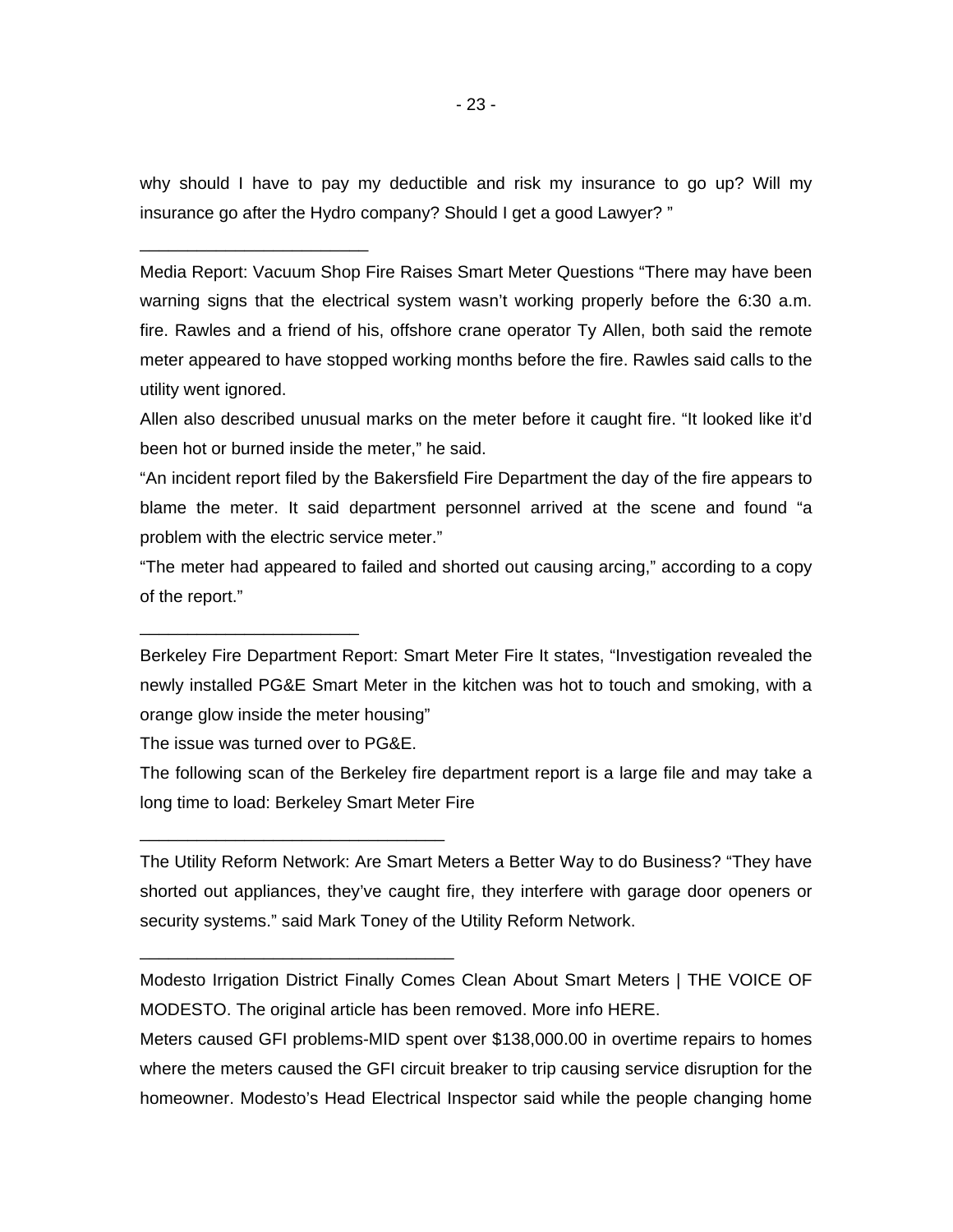why should I have to pay my deductible and risk my insurance to go up? Will my insurance go after the Hydro company? Should I get a good Lawyer? "

______________________

Media Report: Vacuum Shop Fire Raises Smart Meter Questions "There may have been warning signs that the electrical system wasn't working properly before the 6:30 a.m. fire. Rawles and a friend of his, offshore crane operator Ty Allen, both said the remote meter appeared to have stopped working months before the fire. Rawles said calls to the utility went ignored.

Allen also described unusual marks on the meter before it caught fire. "It looked like it'd been hot or burned inside the meter," he said.

"An incident report filed by the Bakersfield Fire Department the day of the fire appears to blame the meter. It said department personnel arrived at the scene and found "a problem with the electric service meter."

"The meter had appeared to failed and shorted out causing arcing," according to a copy of the report."

______________________

Berkeley Fire Department Report: Smart Meter Fire It states, "Investigation revealed the newly installed PG&E Smart Meter in the kitchen was hot to touch and smoking, with a orange glow inside the meter housing"

The issue was turned over to PG&E.

The following scan of the Berkeley fire department report is a large file and may take a long time to load: Berkeley Smart Meter Fire

______________________

The Utility Reform Network: Are Smart Meters a Better Way to do Business? "They have shorted out appliances, they've caught fire, they interfere with garage door openers or security systems." said Mark Toney of the Utility Reform Network.

______________________

Modesto Irrigation District Finally Comes Clean About Smart Meters | THE VOICE OF MODESTO. The original article has been removed. More info HERE.

Meters caused GFI problems-MID spent over $138,000.00 in overtime repairs to homes where the meters caused the GFI circuit breaker to trip causing service disruption for the homeowner. Modesto's Head Electrical Inspector said while the people changing home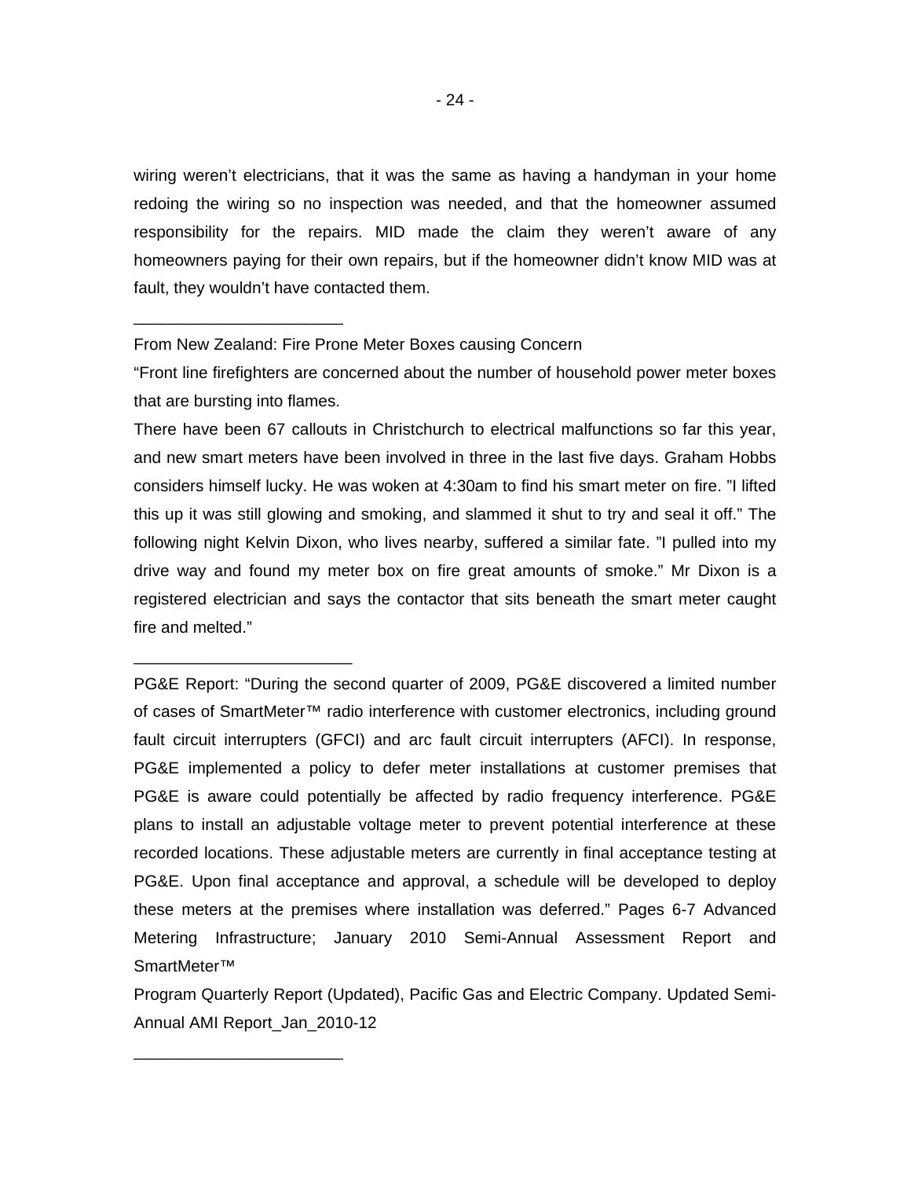wiring weren't electricians, that it was the same as having a handyman in your home redoing the wiring so no inspection was needed, and that the homeowner assumed responsibility for the repairs. MID made the claim they weren't aware of any homeowners paying for their own repairs, but if the homeowner didn't know MID was at fault, they wouldn't have contacted them.

_______________________

From New Zealand: Fire Prone Meter Boxes causing Concern

"Front line firefighters are concerned about the number of household power meter boxes that are bursting into flames.

There have been 67 callouts in Christchurch to electrical malfunctions so far this year, and new smart meters have been involved in three in the last five days. Graham Hobbs considers himself lucky. He was woken at 4:30am to find his smart meter on fire. "I lifted this up it was still glowing and smoking, and slammed it shut to try and seal it off." The following night Kelvin Dixon, who lives nearby, suffered a similar fate. "I pulled into my drive way and found my meter box on fire great amounts of smoke." Mr Dixon is a registered electrician and says the contactor that sits beneath the smart meter caught fire and melted."

_______________________

PG&E Report: "During the second quarter of 2009, PG&E discovered a limited number of cases of SmartMeter™ radio interference with customer electronics, including ground fault circuit interrupters (GFCI) and arc fault circuit interrupters (AFCI). In response, PG&E implemented a policy to defer meter installations at customer premises that PG&E is aware could potentially be affected by radio frequency interference. PG&E plans to install an adjustable voltage meter to prevent potential interference at these recorded locations. These adjustable meters are currently in final acceptance testing at PG&E. Upon final acceptance and approval, a schedule will be developed to deploy these meters at the premises where installation was deferred." Pages 6-7 Advanced Metering Infrastructure; January 2010 Semi-Annual Assessment Report and SmartMeter™

Program Quarterly Report (Updated), Pacific Gas and Electric Company. Updated Semi-Annual AMI Report_Jan_2010-12

_______________________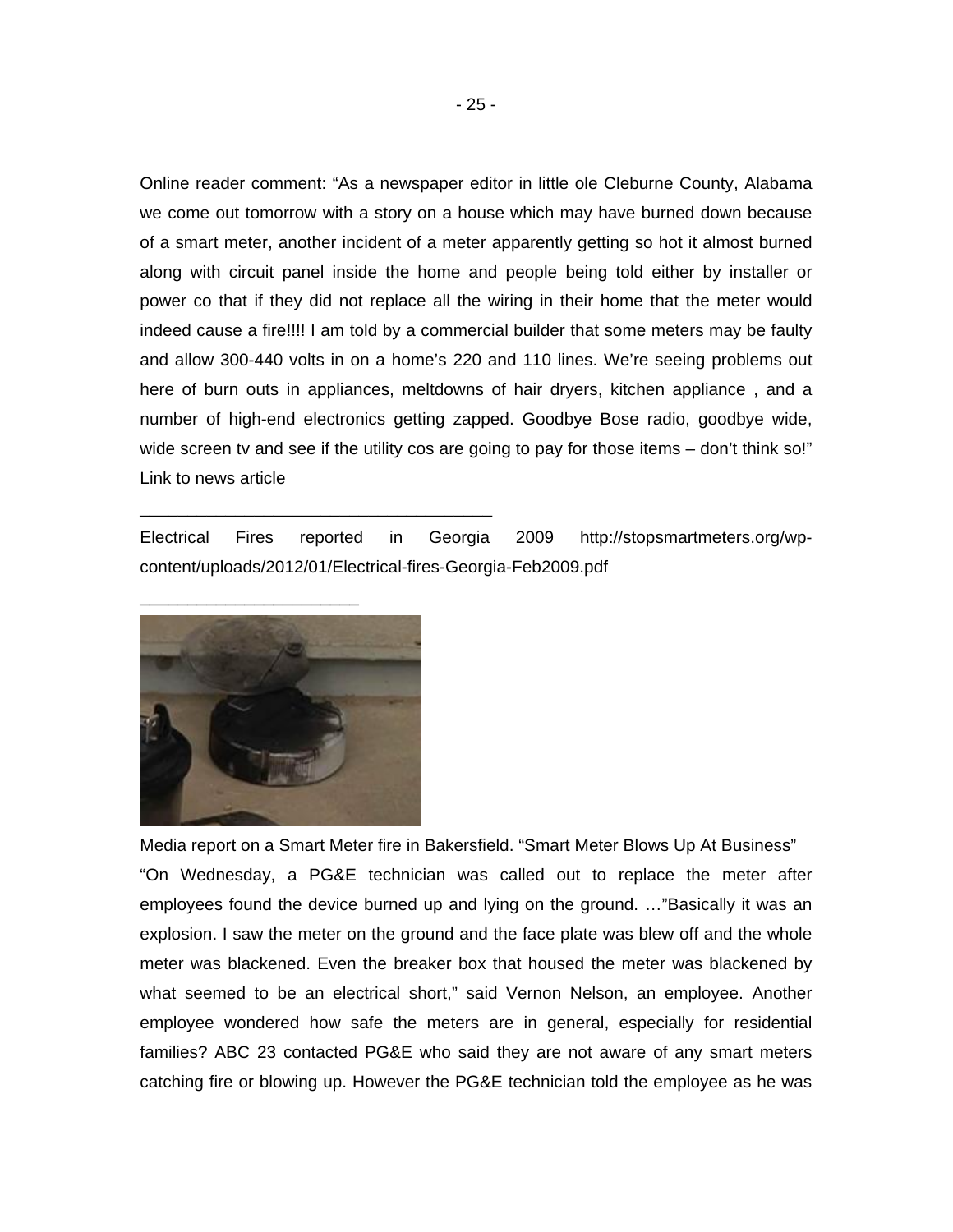Online reader comment: “As a newspaper editor in little ole Cleburne County, Alabama we come out tomorrow with a story on a house which may have burned down because of a smart meter, another incident of a meter apparently getting so hot it almost burned along with circuit panel inside the home and people being told either by installer or power co that if they did not replace all the wiring in their home that the meter would indeed cause a fire!!!! I am told by a commercial builder that some meters may be faulty and allow 300-440 volts in on a home’s 220 and 110 lines. We’re seeing problems out here of burn outs in appliances, meltdowns of hair dryers, kitchen appliance , and a number of high-end electronics getting zapped. Goodbye Bose radio, goodbye wide, wide screen tv and see if the utility cos are going to pay for those items – don’t think so!” Link to news article

___________________________________

Electrical Fires reported in Georgia 2009 http://stopsmartmeters.org/wp-content/uploads/2012/01/Electrical-fires-Georgia-Feb2009.pdf

______________________

Media report on a Smart Meter fire in Bakersfield. “Smart Meter Blows Up At Business”
“On Wednesday, a PG&E technician was called out to replace the meter after employees found the device burned up and lying on the ground. …”Basically it was an explosion. I saw the meter on the ground and the face plate was blew off and the whole meter was blackened. Even the breaker box that housed the meter was blackened by what seemed to be an electrical short,” said Vernon Nelson, an employee. Another employee wondered how safe the meters are in general, especially for residential families? ABC 23 contacted PG&E who said they are not aware of any smart meters catching fire or blowing up. However the PG&E technician told the employee as he was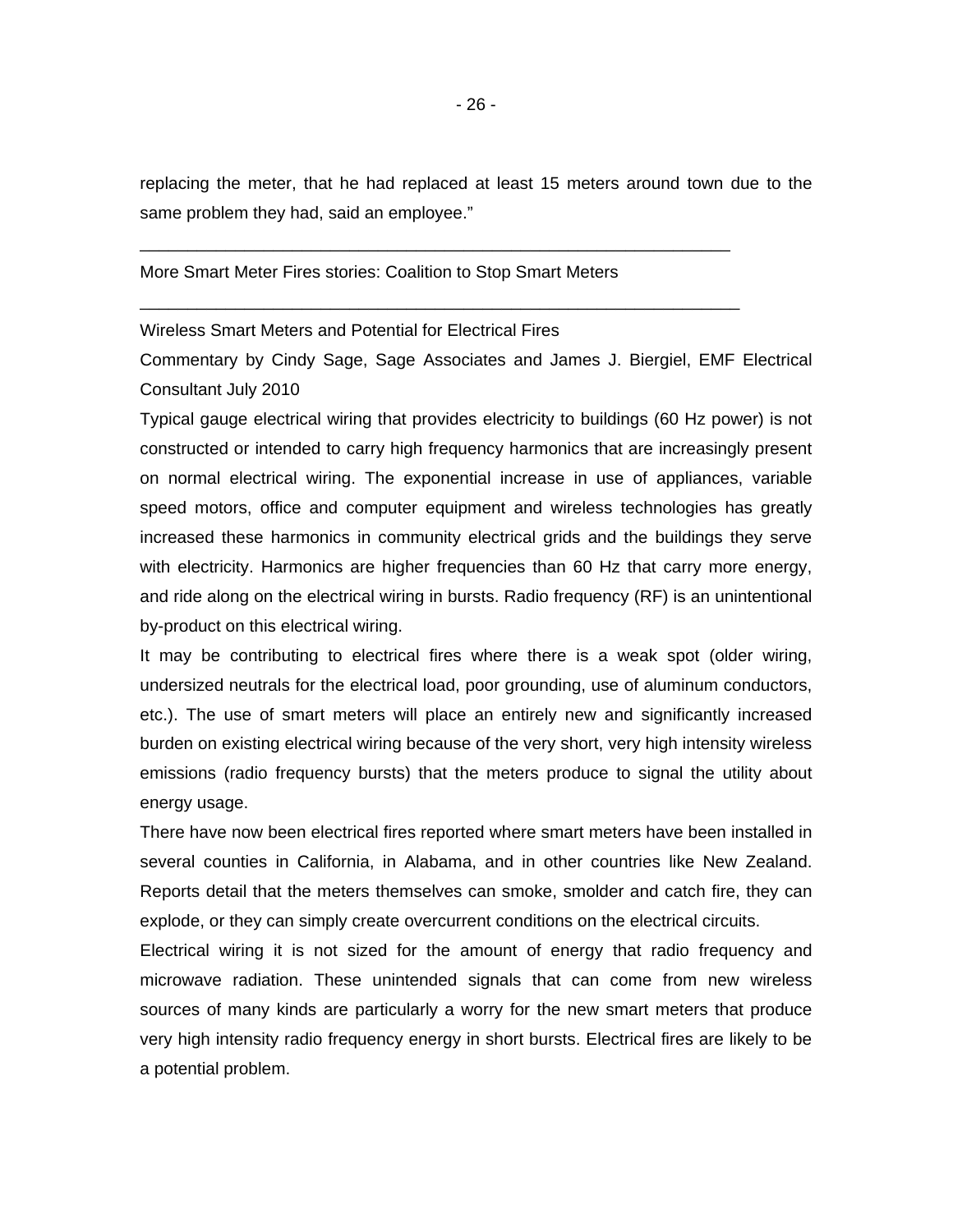replacing the meter, that he had replaced at least 15 meters around town due to the same problem they had, said an employee."

---

More Smart Meter Fires stories: Coalition to Stop Smart Meters

---

Wireless Smart Meters and Potential for Electrical Fires

Commentary by Cindy Sage, Sage Associates and James J. Biergiel, EMF Electrical Consultant July 2010

Typical gauge electrical wiring that provides electricity to buildings (60 Hz power) is not constructed or intended to carry high frequency harmonics that are increasingly present on normal electrical wiring. The exponential increase in use of appliances, variable speed motors, office and computer equipment and wireless technologies has greatly increased these harmonics in community electrical grids and the buildings they serve with electricity. Harmonics are higher frequencies than 60 Hz that carry more energy, and ride along on the electrical wiring in bursts. Radio frequency (RF) is an unintentional by-product on this electrical wiring.

It may be contributing to electrical fires where there is a weak spot (older wiring, undersized neutrals for the electrical load, poor grounding, use of aluminum conductors, etc.). The use of smart meters will place an entirely new and significantly increased burden on existing electrical wiring because of the very short, very high intensity wireless emissions (radio frequency bursts) that the meters produce to signal the utility about energy usage.

There have now been electrical fires reported where smart meters have been installed in several counties in California, in Alabama, and in other countries like New Zealand. Reports detail that the meters themselves can smoke, smolder and catch fire, they can explode, or they can simply create overcurrent conditions on the electrical circuits.

Electrical wiring it is not sized for the amount of energy that radio frequency and microwave radiation. These unintended signals that can come from new wireless sources of many kinds are particularly a worry for the new smart meters that produce very high intensity radio frequency energy in short bursts. Electrical fires are likely to be a potential problem.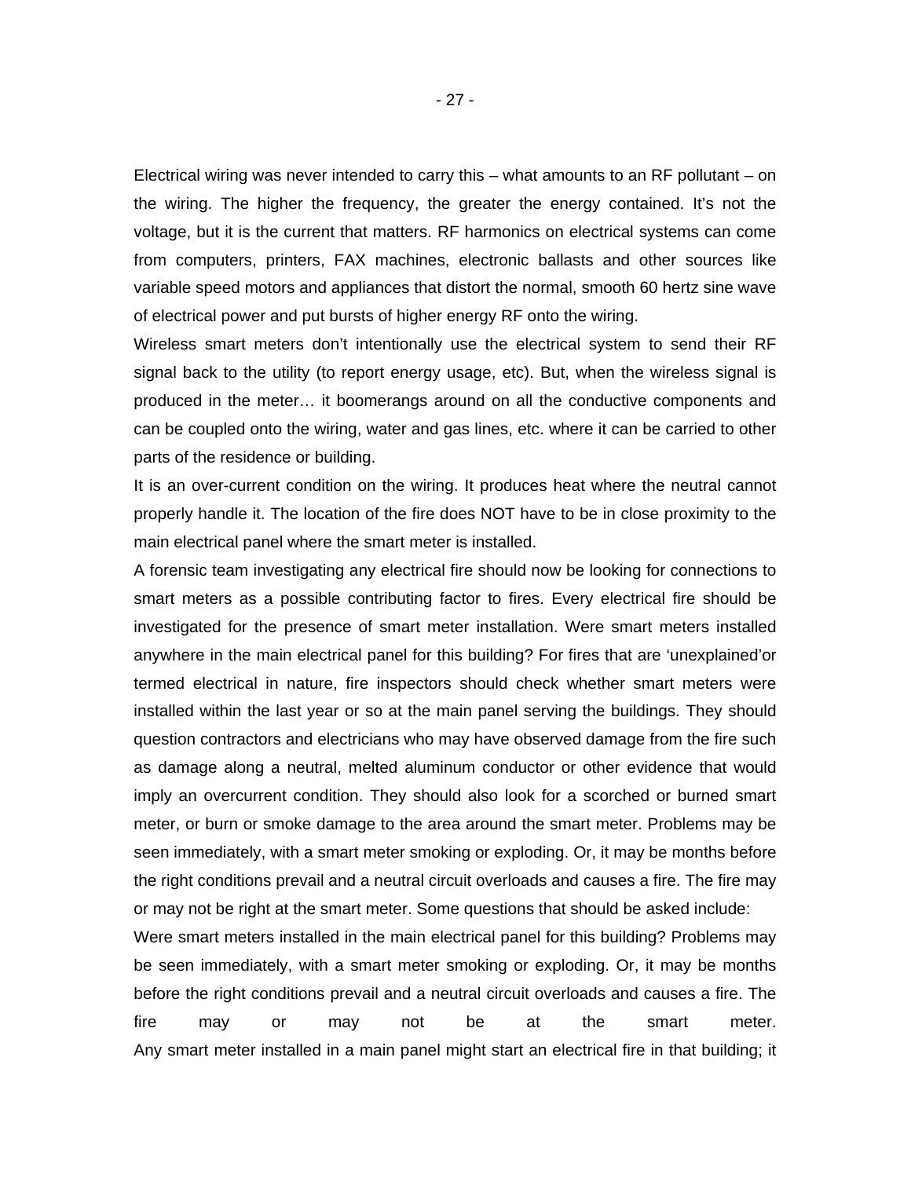Electrical wiring was never intended to carry this – what amounts to an RF pollutant – on the wiring. The higher the frequency, the greater the energy contained. It's not the voltage, but it is the current that matters. RF harmonics on electrical systems can come from computers, printers, FAX machines, electronic ballasts and other sources like variable speed motors and appliances that distort the normal, smooth 60 hertz sine wave of electrical power and put bursts of higher energy RF onto the wiring.

Wireless smart meters don't intentionally use the electrical system to send their RF signal back to the utility (to report energy usage, etc). But, when the wireless signal is produced in the meter… it boomerangs around on all the conductive components and can be coupled onto the wiring, water and gas lines, etc. where it can be carried to other parts of the residence or building.

It is an over-current condition on the wiring. It produces heat where the neutral cannot properly handle it. The location of the fire does NOT have to be in close proximity to the main electrical panel where the smart meter is installed.

A forensic team investigating any electrical fire should now be looking for connections to smart meters as a possible contributing factor to fires. Every electrical fire should be investigated for the presence of smart meter installation. Were smart meters installed anywhere in the main electrical panel for this building? For fires that are 'unexplained'or termed electrical in nature, fire inspectors should check whether smart meters were installed within the last year or so at the main panel serving the buildings. They should question contractors and electricians who may have observed damage from the fire such as damage along a neutral, melted aluminum conductor or other evidence that would imply an overcurrent condition. They should also look for a scorched or burned smart meter, or burn or smoke damage to the area around the smart meter. Problems may be seen immediately, with a smart meter smoking or exploding. Or, it may be months before the right conditions prevail and a neutral circuit overloads and causes a fire. The fire may or may not be right at the smart meter. Some questions that should be asked include:

Were smart meters installed in the main electrical panel for this building? Problems may be seen immediately, with a smart meter smoking or exploding. Or, it may be months before the right conditions prevail and a neutral circuit overloads and causes a fire. The fire may or may not be at the smart meter.

Any smart meter installed in a main panel might start an electrical fire in that building; it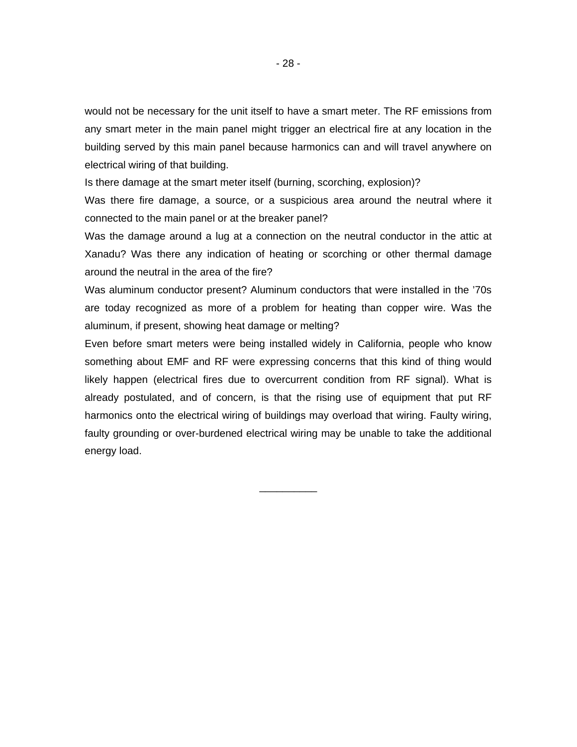would not be necessary for the unit itself to have a smart meter. The RF emissions from any smart meter in the main panel might trigger an electrical fire at any location in the building served by this main panel because harmonics can and will travel anywhere on electrical wiring of that building.

Is there damage at the smart meter itself (burning, scorching, explosion)?

Was there fire damage, a source, or a suspicious area around the neutral where it connected to the main panel or at the breaker panel?

Was the damage around a lug at a connection on the neutral conductor in the attic at Xanadu? Was there any indication of heating or scorching or other thermal damage around the neutral in the area of the fire?

Was aluminum conductor present? Aluminum conductors that were installed in the '70s are today recognized as more of a problem for heating than copper wire. Was the aluminum, if present, showing heat damage or melting?

Even before smart meters were being installed widely in California, people who know something about EMF and RF were expressing concerns that this kind of thing would likely happen (electrical fires due to overcurrent condition from RF signal). What is already postulated, and of concern, is that the rising use of equipment that put RF harmonics onto the electrical wiring of buildings may overload that wiring. Faulty wiring, faulty grounding or over-burdened electrical wiring may be unable to take the additional energy load.

---